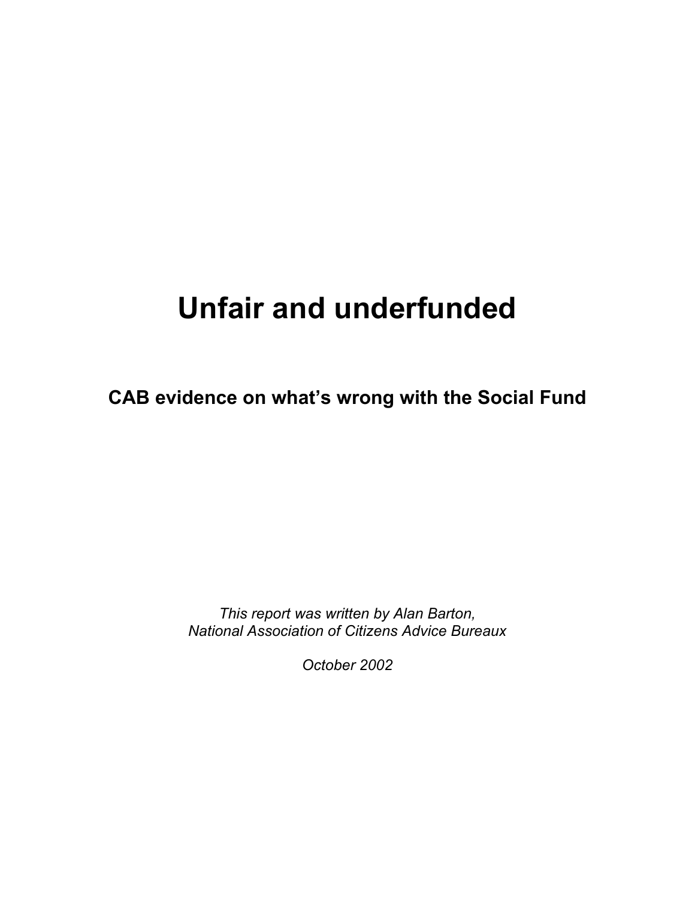# Unfair and underfunded

## CAB evidence on what's wrong with the Social Fund

*This report was written by Alan Barton,*
*National Association of Citizens Advice Bureaux*

*October 2002*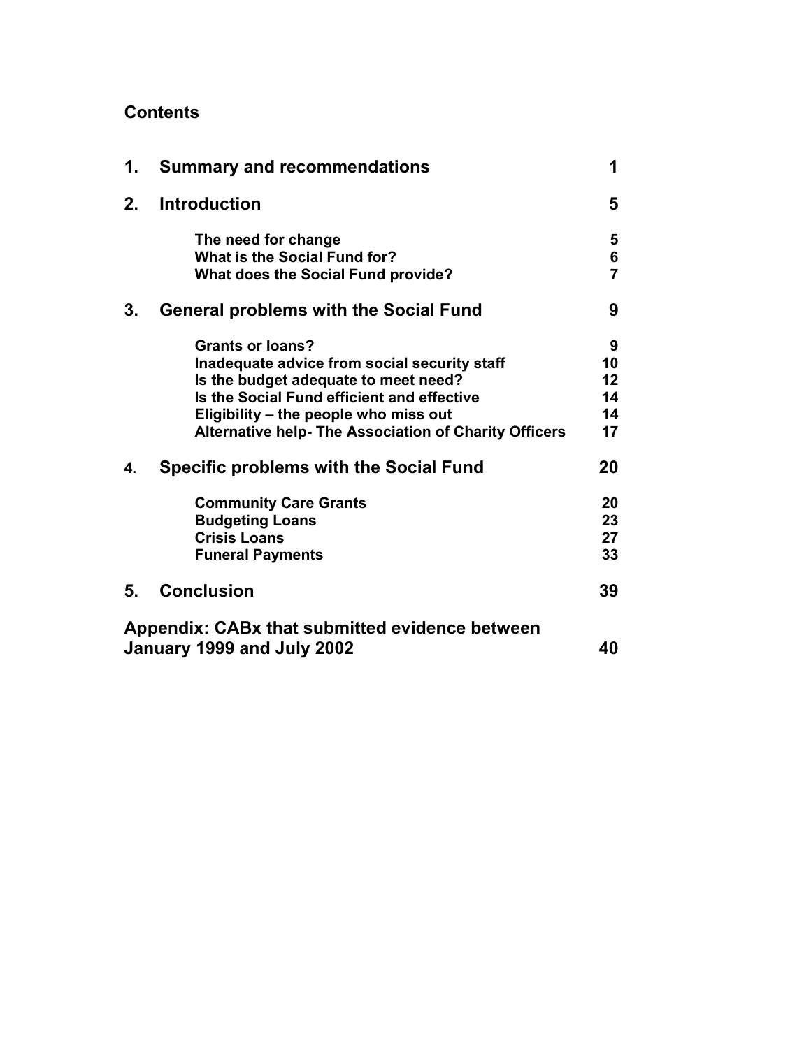## Contents

| | | |
|---|---|---|
| **1.** | **Summary and recommendations** | **1** |
| **2.** | **Introduction** | **5** |
| | **The need for change** | **5** |
| | **What is the Social Fund for?** | **6** |
| | **What does the Social Fund provide?** | **7** |
| **3.** | **General problems with the Social Fund** | **9** |
| | **Grants or loans?** | **9** |
| | **Inadequate advice from social security staff** | **10** |
| | **Is the budget adequate to meet need?** | **12** |
| | **Is the Social Fund efficient and effective** | **14** |
| | **Eligibility – the people who miss out** | **14** |
| | **Alternative help- The Association of Charity Officers** | **17** |
| **4.** | **Specific problems with the Social Fund** | **20** |
| | **Community Care Grants** | **20** |
| | **Budgeting Loans** | **23** |
| | **Crisis Loans** | **27** |
| | **Funeral Payments** | **33** |
| **5.** | **Conclusion** | **39** |
| **Appendix: CABx that submitted evidence between January 1999 and July 2002** | | **40** |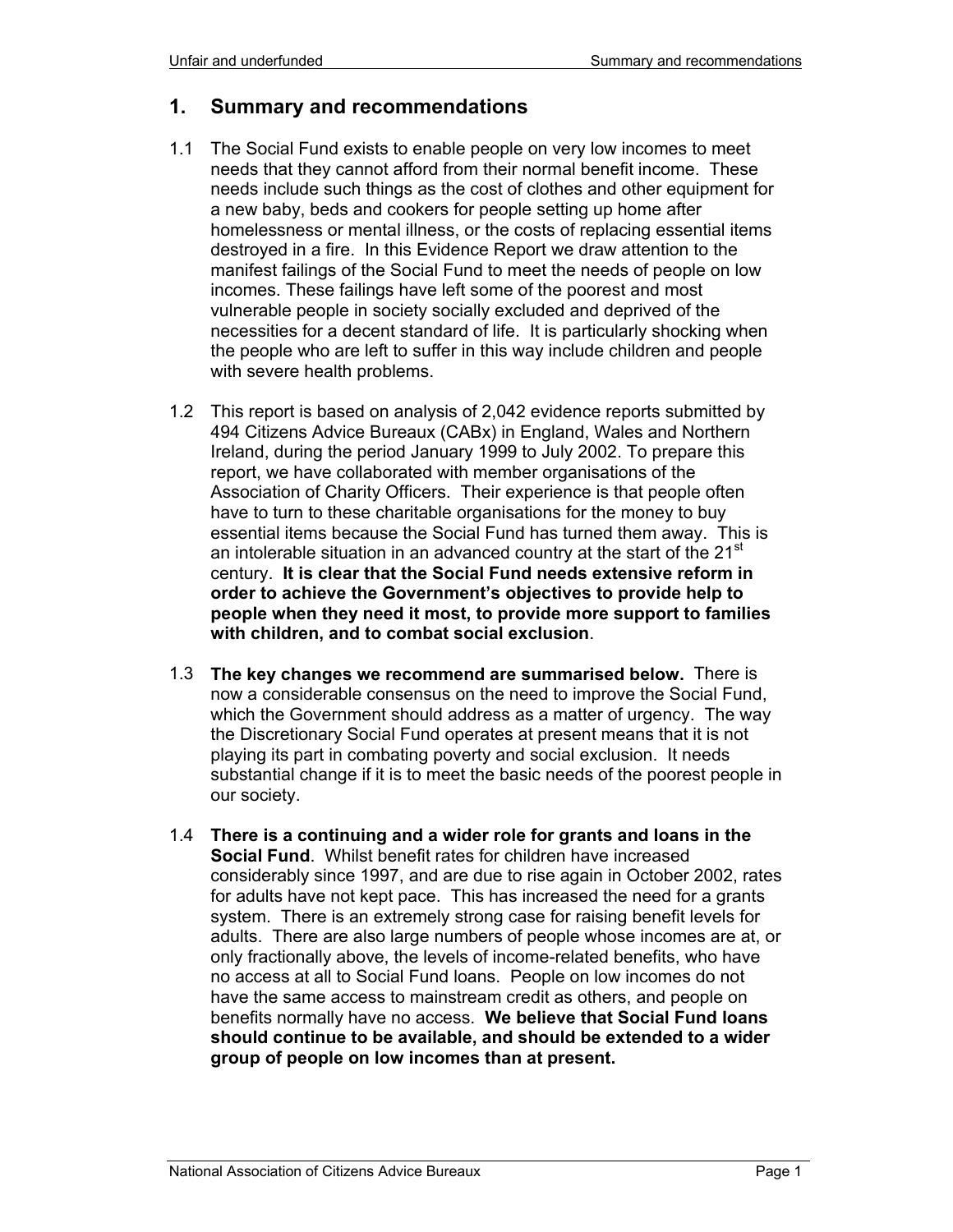## 1. Summary and recommendations

1.1 The Social Fund exists to enable people on very low incomes to meet needs that they cannot afford from their normal benefit income. These needs include such things as the cost of clothes and other equipment for a new baby, beds and cookers for people setting up home after homelessness or mental illness, or the costs of replacing essential items destroyed in a fire. In this Evidence Report we draw attention to the manifest failings of the Social Fund to meet the needs of people on low incomes. These failings have left some of the poorest and most vulnerable people in society socially excluded and deprived of the necessities for a decent standard of life. It is particularly shocking when the people who are left to suffer in this way include children and people with severe health problems.

1.2 This report is based on analysis of 2,042 evidence reports submitted by 494 Citizens Advice Bureaux (CABx) in England, Wales and Northern Ireland, during the period January 1999 to July 2002. To prepare this report, we have collaborated with member organisations of the Association of Charity Officers. Their experience is that people often have to turn to these charitable organisations for the money to buy essential items because the Social Fund has turned them away. This is an intolerable situation in an advanced country at the start of the 21st century. **It is clear that the Social Fund needs extensive reform in order to achieve the Government's objectives to provide help to people when they need it most, to provide more support to families with children, and to combat social exclusion**.

1.3 **The key changes we recommend are summarised below.** There is now a considerable consensus on the need to improve the Social Fund, which the Government should address as a matter of urgency. The way the Discretionary Social Fund operates at present means that it is not playing its part in combating poverty and social exclusion. It needs substantial change if it is to meet the basic needs of the poorest people in our society.

1.4 **There is a continuing and a wider role for grants and loans in the Social Fund**. Whilst benefit rates for children have increased considerably since 1997, and are due to rise again in October 2002, rates for adults have not kept pace. This has increased the need for a grants system. There is an extremely strong case for raising benefit levels for adults. There are also large numbers of people whose incomes are at, or only fractionally above, the levels of income-related benefits, who have no access at all to Social Fund loans. People on low incomes do not have the same access to mainstream credit as others, and people on benefits normally have no access. **We believe that Social Fund loans should continue to be available, and should be extended to a wider group of people on low incomes than at present.**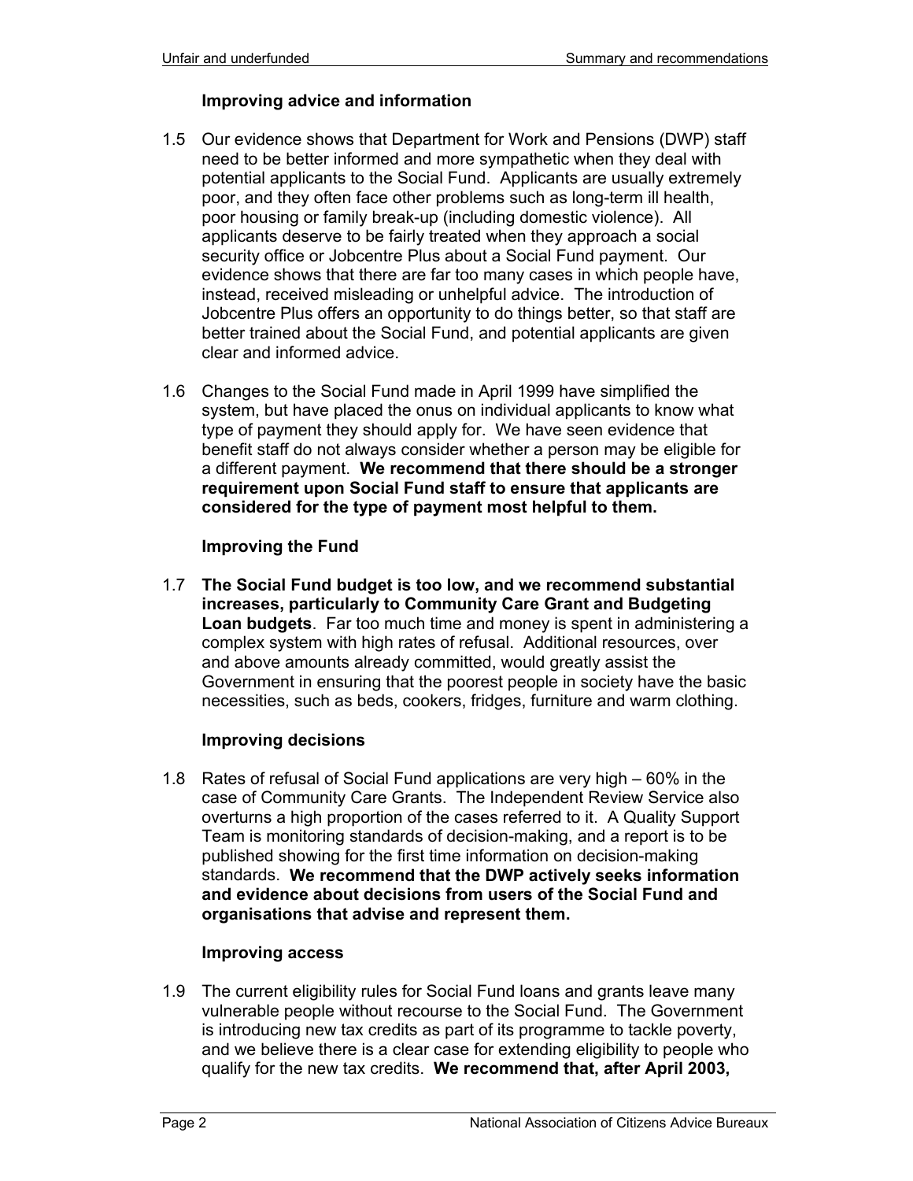### Improving advice and information

1.5 Our evidence shows that Department for Work and Pensions (DWP) staff need to be better informed and more sympathetic when they deal with potential applicants to the Social Fund. Applicants are usually extremely poor, and they often face other problems such as long-term ill health, poor housing or family break-up (including domestic violence). All applicants deserve to be fairly treated when they approach a social security office or Jobcentre Plus about a Social Fund payment. Our evidence shows that there are far too many cases in which people have, instead, received misleading or unhelpful advice. The introduction of Jobcentre Plus offers an opportunity to do things better, so that staff are better trained about the Social Fund, and potential applicants are given clear and informed advice.

1.6 Changes to the Social Fund made in April 1999 have simplified the system, but have placed the onus on individual applicants to know what type of payment they should apply for. We have seen evidence that benefit staff do not always consider whether a person may be eligible for a different payment. **We recommend that there should be a stronger requirement upon Social Fund staff to ensure that applicants are considered for the type of payment most helpful to them.**

### Improving the Fund

1.7 **The Social Fund budget is too low, and we recommend substantial increases, particularly to Community Care Grant and Budgeting Loan budgets**. Far too much time and money is spent in administering a complex system with high rates of refusal. Additional resources, over and above amounts already committed, would greatly assist the Government in ensuring that the poorest people in society have the basic necessities, such as beds, cookers, fridges, furniture and warm clothing.

### Improving decisions

1.8 Rates of refusal of Social Fund applications are very high – 60% in the case of Community Care Grants. The Independent Review Service also overturns a high proportion of the cases referred to it. A Quality Support Team is monitoring standards of decision-making, and a report is to be published showing for the first time information on decision-making standards. **We recommend that the DWP actively seeks information and evidence about decisions from users of the Social Fund and organisations that advise and represent them.**

### Improving access

1.9 The current eligibility rules for Social Fund loans and grants leave many vulnerable people without recourse to the Social Fund. The Government is introducing new tax credits as part of its programme to tackle poverty, and we believe there is a clear case for extending eligibility to people who qualify for the new tax credits. **We recommend that, after April 2003,**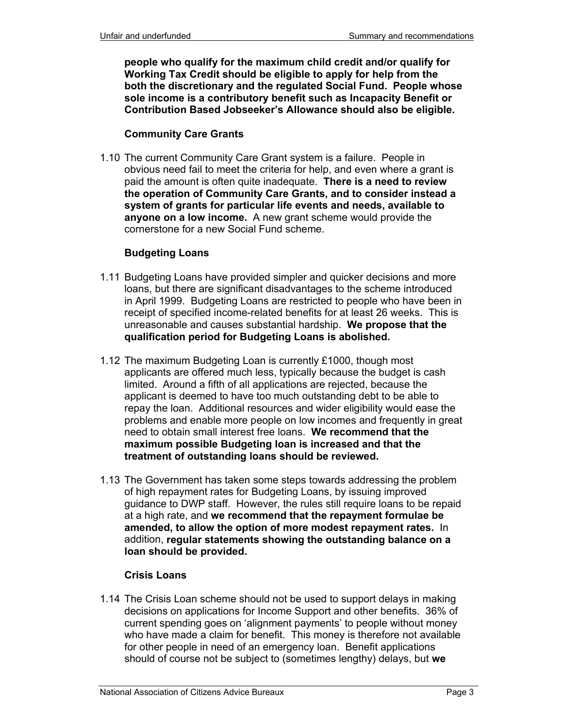**people who qualify for the maximum child credit and/or qualify for Working Tax Credit should be eligible to apply for help from the both the discretionary and the regulated Social Fund. People whose sole income is a contributory benefit such as Incapacity Benefit or Contribution Based Jobseeker's Allowance should also be eligible.**

### Community Care Grants

1.10 The current Community Care Grant system is a failure. People in obvious need fail to meet the criteria for help, and even where a grant is paid the amount is often quite inadequate. **There is a need to review the operation of Community Care Grants, and to consider instead a system of grants for particular life events and needs, available to anyone on a low income.** A new grant scheme would provide the cornerstone for a new Social Fund scheme.

### Budgeting Loans

1.11 Budgeting Loans have provided simpler and quicker decisions and more loans, but there are significant disadvantages to the scheme introduced in April 1999. Budgeting Loans are restricted to people who have been in receipt of specified income-related benefits for at least 26 weeks. This is unreasonable and causes substantial hardship. **We propose that the qualification period for Budgeting Loans is abolished.**

1.12 The maximum Budgeting Loan is currently £1000, though most applicants are offered much less, typically because the budget is cash limited. Around a fifth of all applications are rejected, because the applicant is deemed to have too much outstanding debt to be able to repay the loan. Additional resources and wider eligibility would ease the problems and enable more people on low incomes and frequently in great need to obtain small interest free loans. **We recommend that the maximum possible Budgeting loan is increased and that the treatment of outstanding loans should be reviewed.**

1.13 The Government has taken some steps towards addressing the problem of high repayment rates for Budgeting Loans, by issuing improved guidance to DWP staff. However, the rules still require loans to be repaid at a high rate, and **we recommend that the repayment formulae be amended, to allow the option of more modest repayment rates.** In addition, **regular statements showing the outstanding balance on a loan should be provided.**

### Crisis Loans

1.14 The Crisis Loan scheme should not be used to support delays in making decisions on applications for Income Support and other benefits. 36% of current spending goes on 'alignment payments' to people without money who have made a claim for benefit. This money is therefore not available for other people in need of an emergency loan. Benefit applications should of course not be subject to (sometimes lengthy) delays, but **we**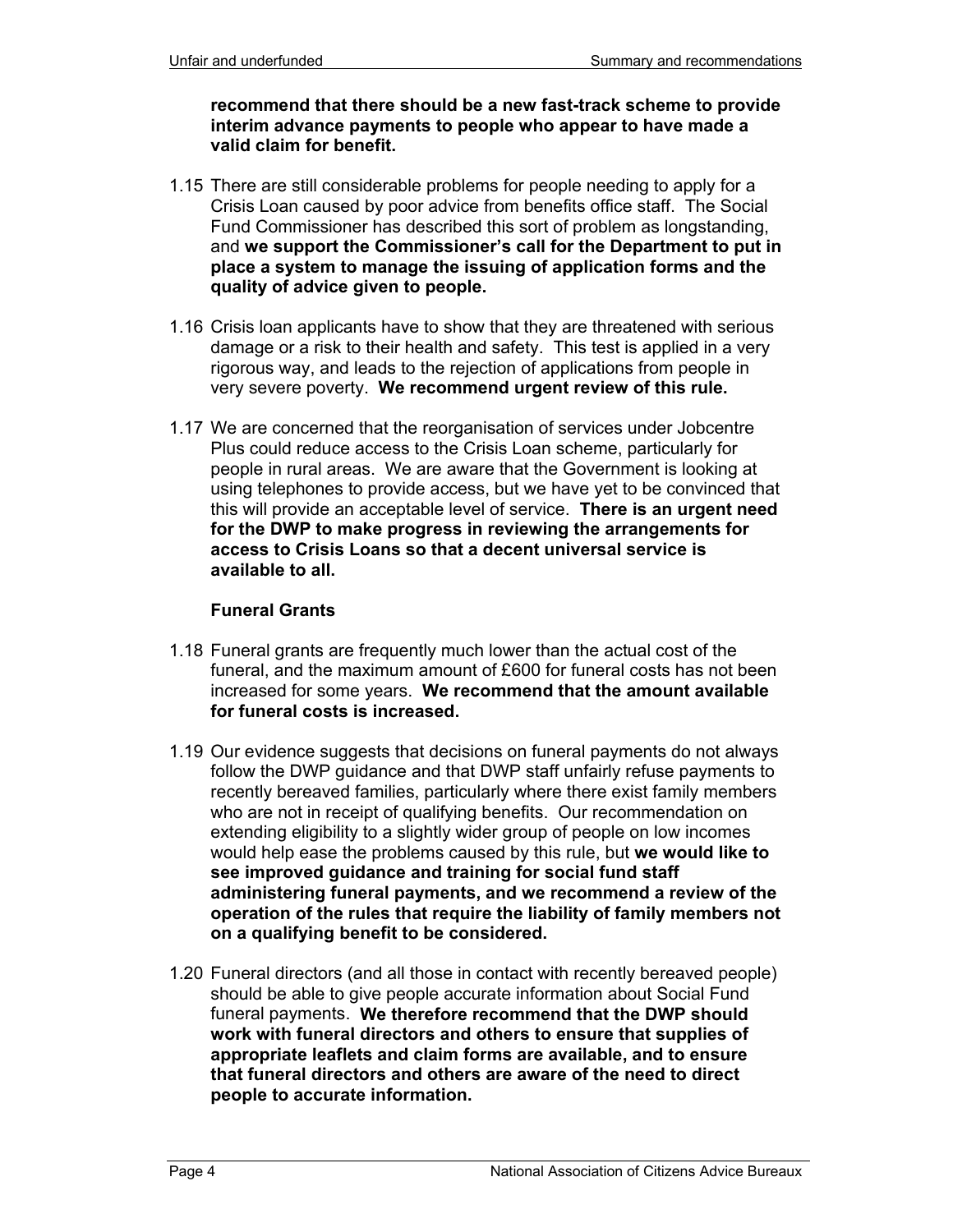**recommend that there should be a new fast-track scheme to provide interim advance payments to people who appear to have made a valid claim for benefit.**

1.15 There are still considerable problems for people needing to apply for a Crisis Loan caused by poor advice from benefits office staff. The Social Fund Commissioner has described this sort of problem as longstanding, and **we support the Commissioner's call for the Department to put in place a system to manage the issuing of application forms and the quality of advice given to people.**

1.16 Crisis loan applicants have to show that they are threatened with serious damage or a risk to their health and safety. This test is applied in a very rigorous way, and leads to the rejection of applications from people in very severe poverty. **We recommend urgent review of this rule.**

1.17 We are concerned that the reorganisation of services under Jobcentre Plus could reduce access to the Crisis Loan scheme, particularly for people in rural areas. We are aware that the Government is looking at using telephones to provide access, but we have yet to be convinced that this will provide an acceptable level of service. **There is an urgent need for the DWP to make progress in reviewing the arrangements for access to Crisis Loans so that a decent universal service is available to all.**

### Funeral Grants

1.18 Funeral grants are frequently much lower than the actual cost of the funeral, and the maximum amount of £600 for funeral costs has not been increased for some years. **We recommend that the amount available for funeral costs is increased.**

1.19 Our evidence suggests that decisions on funeral payments do not always follow the DWP guidance and that DWP staff unfairly refuse payments to recently bereaved families, particularly where there exist family members who are not in receipt of qualifying benefits. Our recommendation on extending eligibility to a slightly wider group of people on low incomes would help ease the problems caused by this rule, but **we would like to see improved guidance and training for social fund staff administering funeral payments, and we recommend a review of the operation of the rules that require the liability of family members not on a qualifying benefit to be considered.**

1.20 Funeral directors (and all those in contact with recently bereaved people) should be able to give people accurate information about Social Fund funeral payments. **We therefore recommend that the DWP should work with funeral directors and others to ensure that supplies of appropriate leaflets and claim forms are available, and to ensure that funeral directors and others are aware of the need to direct people to accurate information.**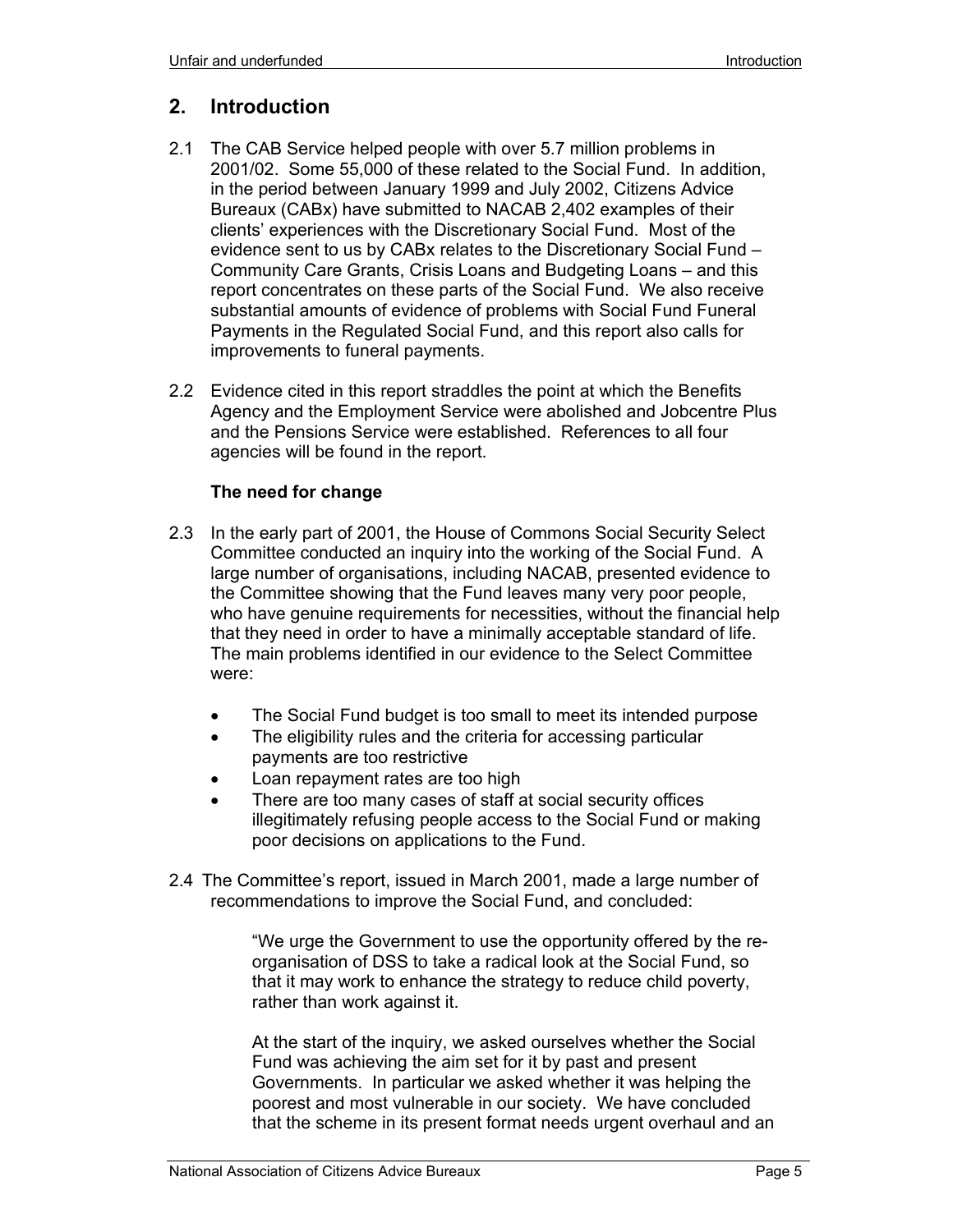## 2. Introduction

2.1 The CAB Service helped people with over 5.7 million problems in 2001/02. Some 55,000 of these related to the Social Fund. In addition, in the period between January 1999 and July 2002, Citizens Advice Bureaux (CABx) have submitted to NACAB 2,402 examples of their clients' experiences with the Discretionary Social Fund. Most of the evidence sent to us by CABx relates to the Discretionary Social Fund – Community Care Grants, Crisis Loans and Budgeting Loans – and this report concentrates on these parts of the Social Fund. We also receive substantial amounts of evidence of problems with Social Fund Funeral Payments in the Regulated Social Fund, and this report also calls for improvements to funeral payments.

2.2 Evidence cited in this report straddles the point at which the Benefits Agency and the Employment Service were abolished and Jobcentre Plus and the Pensions Service were established. References to all four agencies will be found in the report.

### The need for change

2.3 In the early part of 2001, the House of Commons Social Security Select Committee conducted an inquiry into the working of the Social Fund. A large number of organisations, including NACAB, presented evidence to the Committee showing that the Fund leaves many very poor people, who have genuine requirements for necessities, without the financial help that they need in order to have a minimally acceptable standard of life. The main problems identified in our evidence to the Select Committee were:

- The Social Fund budget is too small to meet its intended purpose
- The eligibility rules and the criteria for accessing particular payments are too restrictive
- Loan repayment rates are too high
- There are too many cases of staff at social security offices illegitimately refusing people access to the Social Fund or making poor decisions on applications to the Fund.

2.4 The Committee's report, issued in March 2001, made a large number of recommendations to improve the Social Fund, and concluded:

> "We urge the Government to use the opportunity offered by the re-organisation of DSS to take a radical look at the Social Fund, so that it may work to enhance the strategy to reduce child poverty, rather than work against it.
>
> At the start of the inquiry, we asked ourselves whether the Social Fund was achieving the aim set for it by past and present Governments. In particular we asked whether it was helping the poorest and most vulnerable in our society. We have concluded that the scheme in its present format needs urgent overhaul and an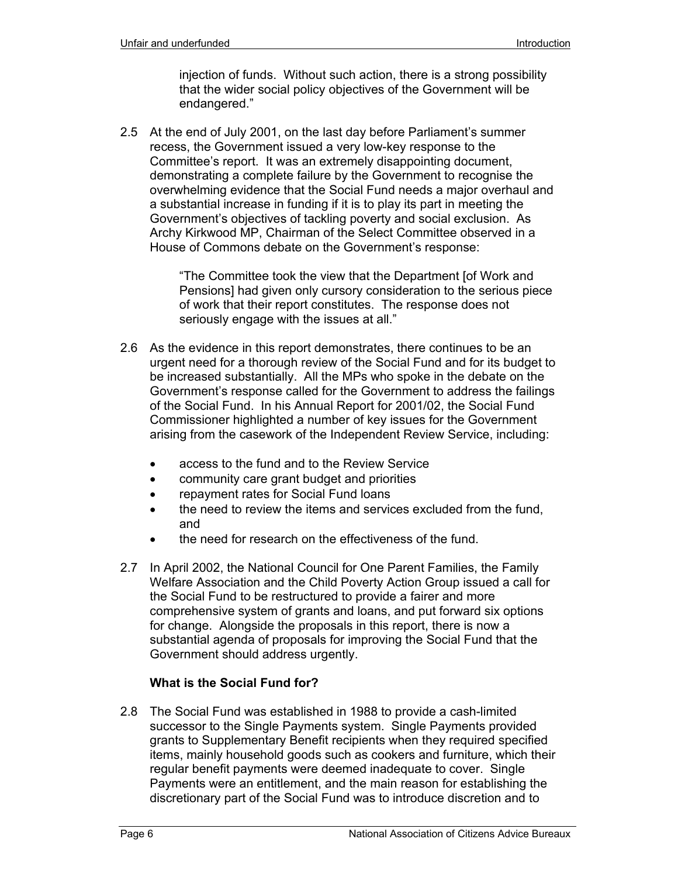> injection of funds. Without such action, there is a strong possibility that the wider social policy objectives of the Government will be endangered."

2.5 At the end of July 2001, on the last day before Parliament's summer recess, the Government issued a very low-key response to the Committee's report. It was an extremely disappointing document, demonstrating a complete failure by the Government to recognise the overwhelming evidence that the Social Fund needs a major overhaul and a substantial increase in funding if it is to play its part in meeting the Government's objectives of tackling poverty and social exclusion. As Archy Kirkwood MP, Chairman of the Select Committee observed in a House of Commons debate on the Government's response:

> "The Committee took the view that the Department [of Work and Pensions] had given only cursory consideration to the serious piece of work that their report constitutes. The response does not seriously engage with the issues at all."

2.6 As the evidence in this report demonstrates, there continues to be an urgent need for a thorough review of the Social Fund and for its budget to be increased substantially. All the MPs who spoke in the debate on the Government's response called for the Government to address the failings of the Social Fund. In his Annual Report for 2001/02, the Social Fund Commissioner highlighted a number of key issues for the Government arising from the casework of the Independent Review Service, including:

- access to the fund and to the Review Service
- community care grant budget and priorities
- repayment rates for Social Fund loans
- the need to review the items and services excluded from the fund, and
- the need for research on the effectiveness of the fund.

2.7 In April 2002, the National Council for One Parent Families, the Family Welfare Association and the Child Poverty Action Group issued a call for the Social Fund to be restructured to provide a fairer and more comprehensive system of grants and loans, and put forward six options for change. Alongside the proposals in this report, there is now a substantial agenda of proposals for improving the Social Fund that the Government should address urgently.

### What is the Social Fund for?

2.8 The Social Fund was established in 1988 to provide a cash-limited successor to the Single Payments system. Single Payments provided grants to Supplementary Benefit recipients when they required specified items, mainly household goods such as cookers and furniture, which their regular benefit payments were deemed inadequate to cover. Single Payments were an entitlement, and the main reason for establishing the discretionary part of the Social Fund was to introduce discretion and to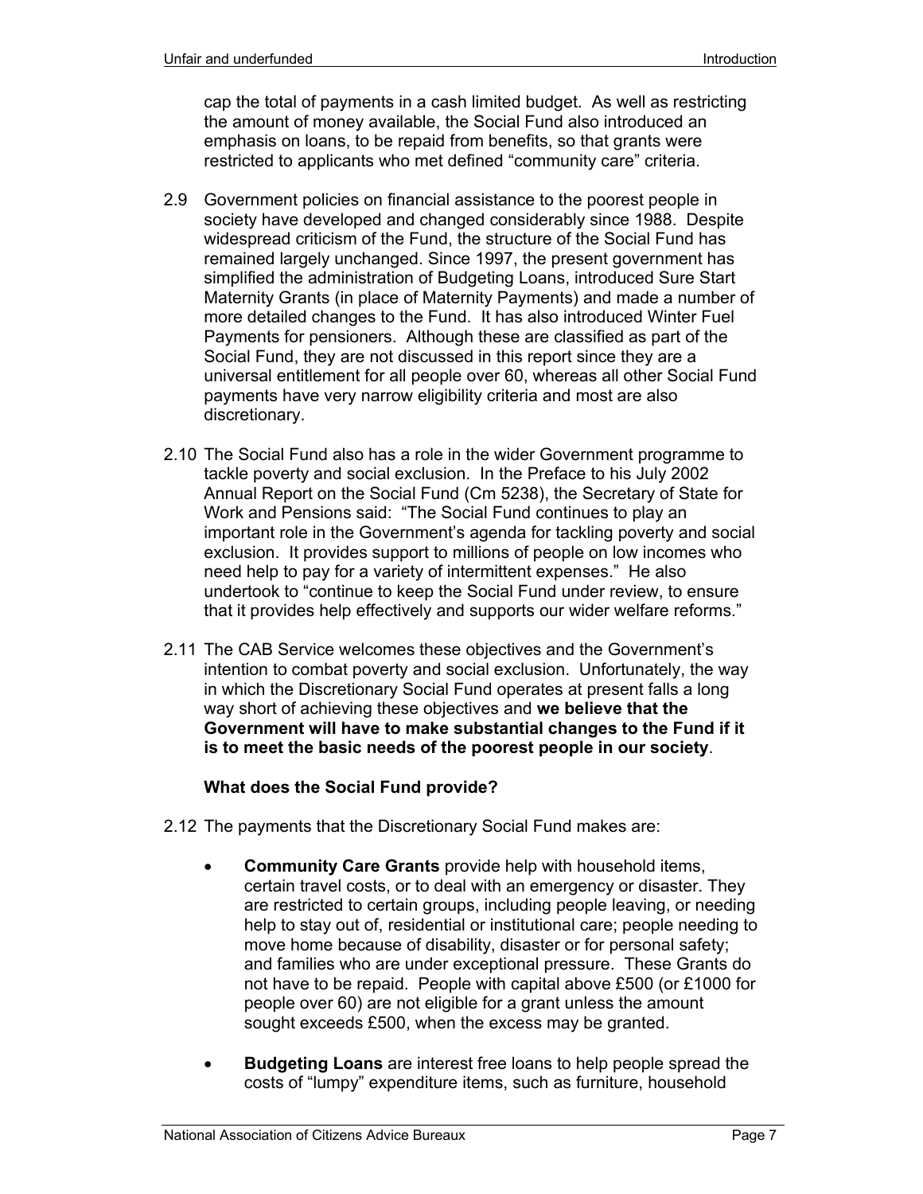cap the total of payments in a cash limited budget. As well as restricting the amount of money available, the Social Fund also introduced an emphasis on loans, to be repaid from benefits, so that grants were restricted to applicants who met defined "community care" criteria.

2.9 Government policies on financial assistance to the poorest people in society have developed and changed considerably since 1988. Despite widespread criticism of the Fund, the structure of the Social Fund has remained largely unchanged. Since 1997, the present government has simplified the administration of Budgeting Loans, introduced Sure Start Maternity Grants (in place of Maternity Payments) and made a number of more detailed changes to the Fund. It has also introduced Winter Fuel Payments for pensioners. Although these are classified as part of the Social Fund, they are not discussed in this report since they are a universal entitlement for all people over 60, whereas all other Social Fund payments have very narrow eligibility criteria and most are also discretionary.

2.10 The Social Fund also has a role in the wider Government programme to tackle poverty and social exclusion. In the Preface to his July 2002 Annual Report on the Social Fund (Cm 5238), the Secretary of State for Work and Pensions said: "The Social Fund continues to play an important role in the Government's agenda for tackling poverty and social exclusion. It provides support to millions of people on low incomes who need help to pay for a variety of intermittent expenses." He also undertook to "continue to keep the Social Fund under review, to ensure that it provides help effectively and supports our wider welfare reforms."

2.11 The CAB Service welcomes these objectives and the Government's intention to combat poverty and social exclusion. Unfortunately, the way in which the Discretionary Social Fund operates at present falls a long way short of achieving these objectives and **we believe that the Government will have to make substantial changes to the Fund if it is to meet the basic needs of the poorest people in our society**.

### What does the Social Fund provide?

2.12 The payments that the Discretionary Social Fund makes are:

- **Community Care Grants** provide help with household items, certain travel costs, or to deal with an emergency or disaster. They are restricted to certain groups, including people leaving, or needing help to stay out of, residential or institutional care; people needing to move home because of disability, disaster or for personal safety; and families who are under exceptional pressure. These Grants do not have to be repaid. People with capital above £500 (or £1000 for people over 60) are not eligible for a grant unless the amount sought exceeds £500, when the excess may be granted.

- **Budgeting Loans** are interest free loans to help people spread the costs of "lumpy" expenditure items, such as furniture, household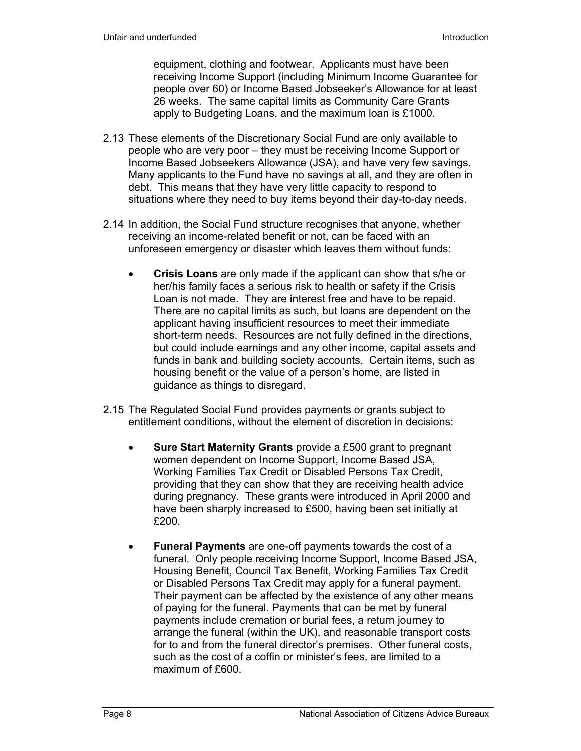equipment, clothing and footwear. Applicants must have been receiving Income Support (including Minimum Income Guarantee for people over 60) or Income Based Jobseeker's Allowance for at least 26 weeks. The same capital limits as Community Care Grants apply to Budgeting Loans, and the maximum loan is £1000.

2.13 These elements of the Discretionary Social Fund are only available to people who are very poor – they must be receiving Income Support or Income Based Jobseekers Allowance (JSA), and have very few savings. Many applicants to the Fund have no savings at all, and they are often in debt. This means that they have very little capacity to respond to situations where they need to buy items beyond their day-to-day needs.

2.14 In addition, the Social Fund structure recognises that anyone, whether receiving an income-related benefit or not, can be faced with an unforeseen emergency or disaster which leaves them without funds:

- **Crisis Loans** are only made if the applicant can show that s/he or her/his family faces a serious risk to health or safety if the Crisis Loan is not made. They are interest free and have to be repaid. There are no capital limits as such, but loans are dependent on the applicant having insufficient resources to meet their immediate short-term needs. Resources are not fully defined in the directions, but could include earnings and any other income, capital assets and funds in bank and building society accounts. Certain items, such as housing benefit or the value of a person's home, are listed in guidance as things to disregard.

2.15 The Regulated Social Fund provides payments or grants subject to entitlement conditions, without the element of discretion in decisions:

- **Sure Start Maternity Grants** provide a £500 grant to pregnant women dependent on Income Support, Income Based JSA, Working Families Tax Credit or Disabled Persons Tax Credit, providing that they can show that they are receiving health advice during pregnancy. These grants were introduced in April 2000 and have been sharply increased to £500, having been set initially at £200.

- **Funeral Payments** are one-off payments towards the cost of a funeral. Only people receiving Income Support, Income Based JSA, Housing Benefit, Council Tax Benefit, Working Families Tax Credit or Disabled Persons Tax Credit may apply for a funeral payment. Their payment can be affected by the existence of any other means of paying for the funeral. Payments that can be met by funeral payments include cremation or burial fees, a return journey to arrange the funeral (within the UK), and reasonable transport costs for to and from the funeral director's premises. Other funeral costs, such as the cost of a coffin or minister's fees, are limited to a maximum of £600.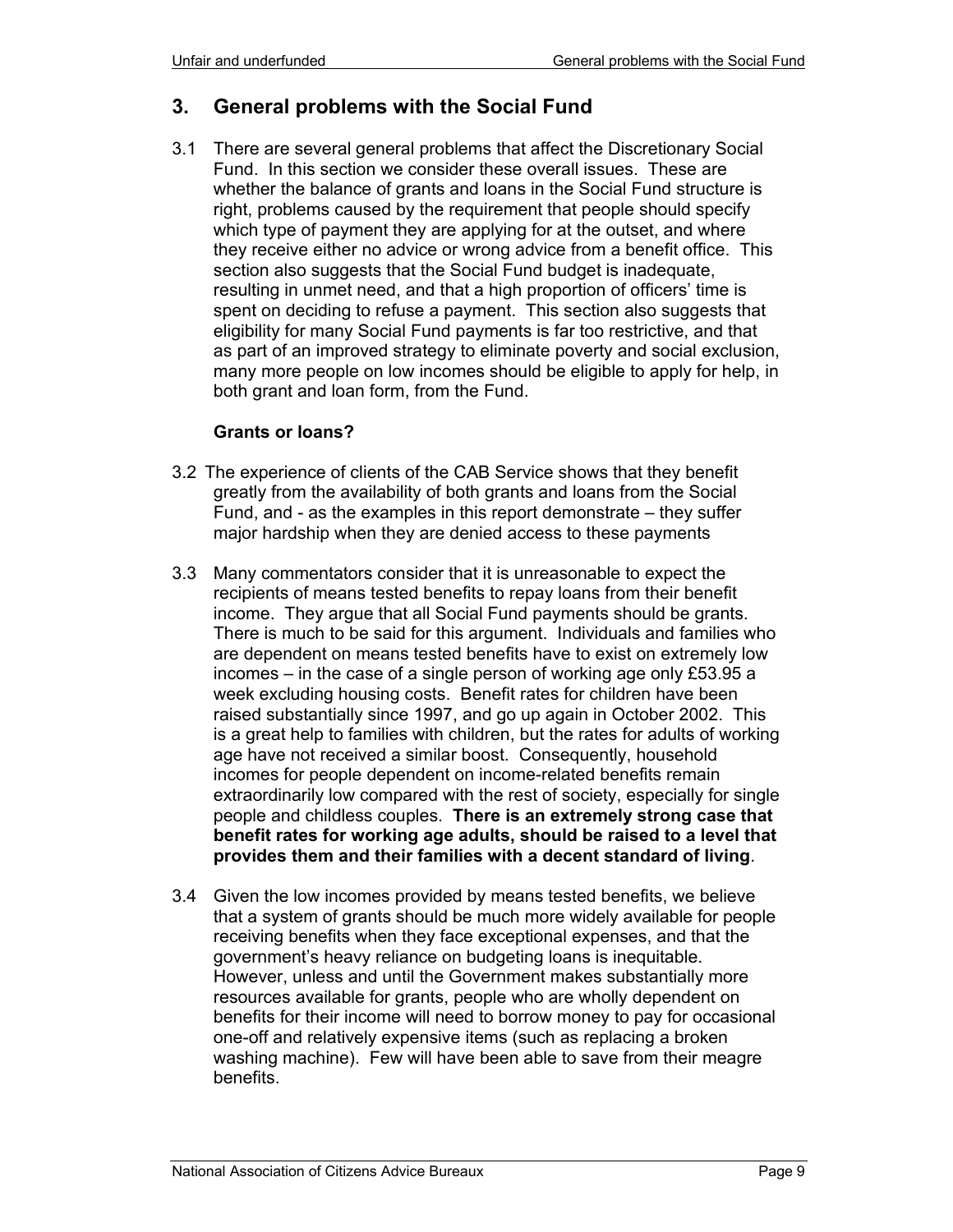## 3. General problems with the Social Fund

3.1 There are several general problems that affect the Discretionary Social Fund. In this section we consider these overall issues. These are whether the balance of grants and loans in the Social Fund structure is right, problems caused by the requirement that people should specify which type of payment they are applying for at the outset, and where they receive either no advice or wrong advice from a benefit office. This section also suggests that the Social Fund budget is inadequate, resulting in unmet need, and that a high proportion of officers' time is spent on deciding to refuse a payment. This section also suggests that eligibility for many Social Fund payments is far too restrictive, and that as part of an improved strategy to eliminate poverty and social exclusion, many more people on low incomes should be eligible to apply for help, in both grant and loan form, from the Fund.

### Grants or loans?

3.2 The experience of clients of the CAB Service shows that they benefit greatly from the availability of both grants and loans from the Social Fund, and - as the examples in this report demonstrate – they suffer major hardship when they are denied access to these payments

3.3 Many commentators consider that it is unreasonable to expect the recipients of means tested benefits to repay loans from their benefit income. They argue that all Social Fund payments should be grants. There is much to be said for this argument. Individuals and families who are dependent on means tested benefits have to exist on extremely low incomes – in the case of a single person of working age only £53.95 a week excluding housing costs. Benefit rates for children have been raised substantially since 1997, and go up again in October 2002. This is a great help to families with children, but the rates for adults of working age have not received a similar boost. Consequently, household incomes for people dependent on income-related benefits remain extraordinarily low compared with the rest of society, especially for single people and childless couples. **There is an extremely strong case that benefit rates for working age adults, should be raised to a level that provides them and their families with a decent standard of living**.

3.4 Given the low incomes provided by means tested benefits, we believe that a system of grants should be much more widely available for people receiving benefits when they face exceptional expenses, and that the government's heavy reliance on budgeting loans is inequitable. However, unless and until the Government makes substantially more resources available for grants, people who are wholly dependent on benefits for their income will need to borrow money to pay for occasional one-off and relatively expensive items (such as replacing a broken washing machine). Few will have been able to save from their meagre benefits.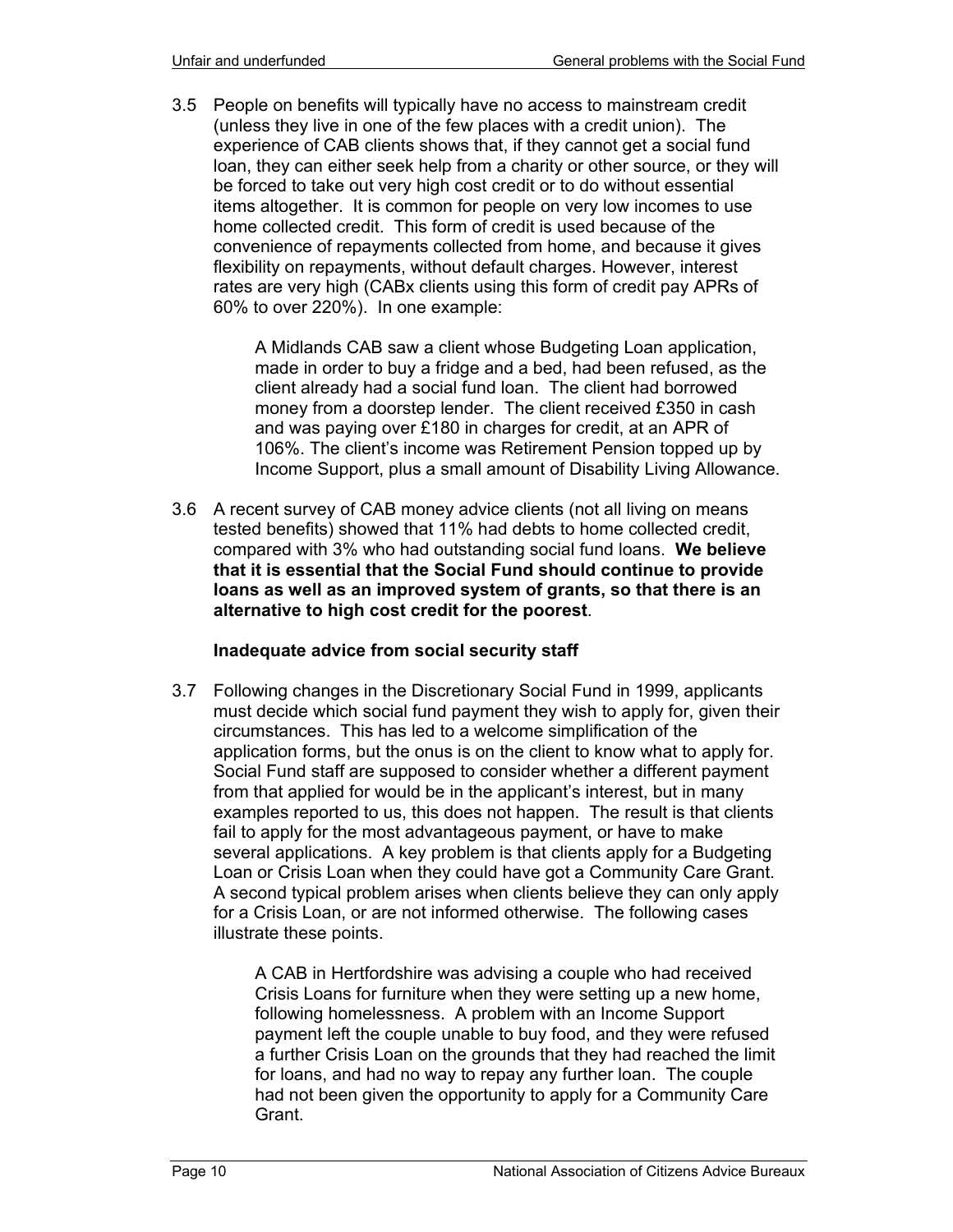3.5 People on benefits will typically have no access to mainstream credit (unless they live in one of the few places with a credit union). The experience of CAB clients shows that, if they cannot get a social fund loan, they can either seek help from a charity or other source, or they will be forced to take out very high cost credit or to do without essential items altogether. It is common for people on very low incomes to use home collected credit. This form of credit is used because of the convenience of repayments collected from home, and because it gives flexibility on repayments, without default charges. However, interest rates are very high (CABx clients using this form of credit pay APRs of 60% to over 220%). In one example:

> A Midlands CAB saw a client whose Budgeting Loan application, made in order to buy a fridge and a bed, had been refused, as the client already had a social fund loan. The client had borrowed money from a doorstep lender. The client received £350 in cash and was paying over £180 in charges for credit, at an APR of 106%. The client's income was Retirement Pension topped up by Income Support, plus a small amount of Disability Living Allowance.

3.6 A recent survey of CAB money advice clients (not all living on means tested benefits) showed that 11% had debts to home collected credit, compared with 3% who had outstanding social fund loans. **We believe that it is essential that the Social Fund should continue to provide loans as well as an improved system of grants, so that there is an alternative to high cost credit for the poorest**.

**Inadequate advice from social security staff**

3.7 Following changes in the Discretionary Social Fund in 1999, applicants must decide which social fund payment they wish to apply for, given their circumstances. This has led to a welcome simplification of the application forms, but the onus is on the client to know what to apply for. Social Fund staff are supposed to consider whether a different payment from that applied for would be in the applicant's interest, but in many examples reported to us, this does not happen. The result is that clients fail to apply for the most advantageous payment, or have to make several applications. A key problem is that clients apply for a Budgeting Loan or Crisis Loan when they could have got a Community Care Grant. A second typical problem arises when clients believe they can only apply for a Crisis Loan, or are not informed otherwise. The following cases illustrate these points.

> A CAB in Hertfordshire was advising a couple who had received Crisis Loans for furniture when they were setting up a new home, following homelessness. A problem with an Income Support payment left the couple unable to buy food, and they were refused a further Crisis Loan on the grounds that they had reached the limit for loans, and had no way to repay any further loan. The couple had not been given the opportunity to apply for a Community Care Grant.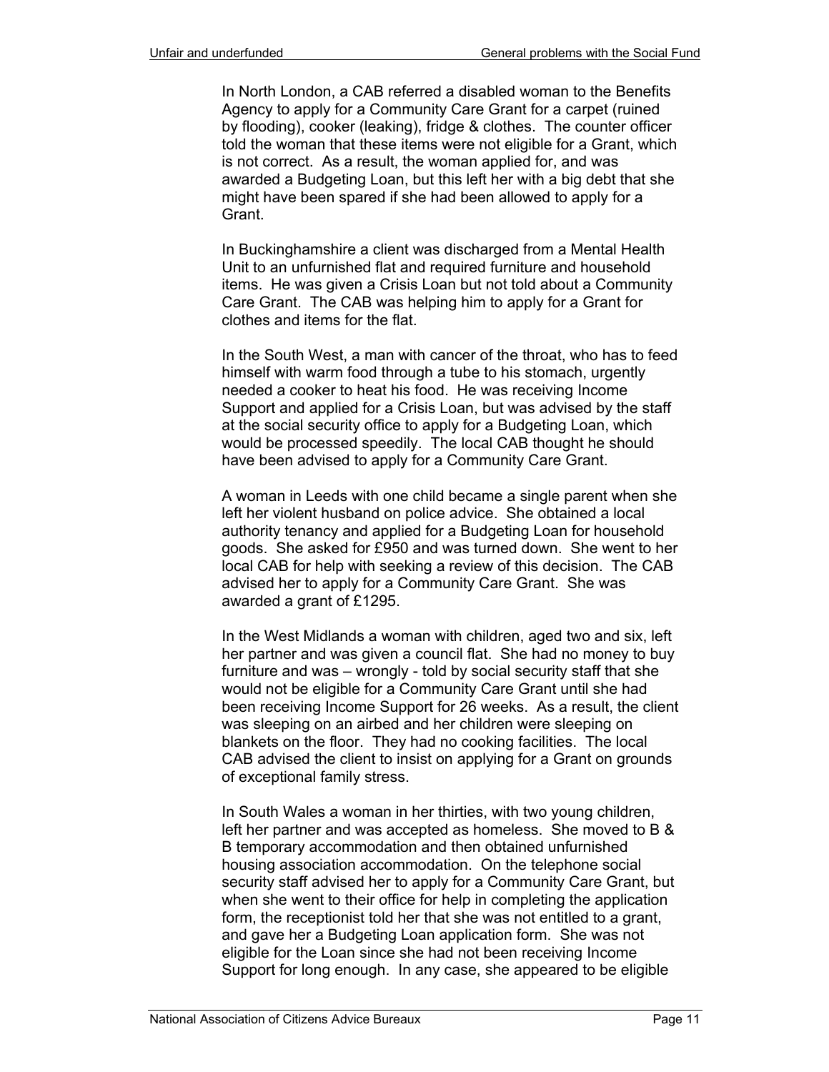In North London, a CAB referred a disabled woman to the Benefits Agency to apply for a Community Care Grant for a carpet (ruined by flooding), cooker (leaking), fridge & clothes. The counter officer told the woman that these items were not eligible for a Grant, which is not correct. As a result, the woman applied for, and was awarded a Budgeting Loan, but this left her with a big debt that she might have been spared if she had been allowed to apply for a Grant.

In Buckinghamshire a client was discharged from a Mental Health Unit to an unfurnished flat and required furniture and household items. He was given a Crisis Loan but not told about a Community Care Grant. The CAB was helping him to apply for a Grant for clothes and items for the flat.

In the South West, a man with cancer of the throat, who has to feed himself with warm food through a tube to his stomach, urgently needed a cooker to heat his food. He was receiving Income Support and applied for a Crisis Loan, but was advised by the staff at the social security office to apply for a Budgeting Loan, which would be processed speedily. The local CAB thought he should have been advised to apply for a Community Care Grant.

A woman in Leeds with one child became a single parent when she left her violent husband on police advice. She obtained a local authority tenancy and applied for a Budgeting Loan for household goods. She asked for £950 and was turned down. She went to her local CAB for help with seeking a review of this decision. The CAB advised her to apply for a Community Care Grant. She was awarded a grant of £1295.

In the West Midlands a woman with children, aged two and six, left her partner and was given a council flat. She had no money to buy furniture and was – wrongly - told by social security staff that she would not be eligible for a Community Care Grant until she had been receiving Income Support for 26 weeks. As a result, the client was sleeping on an airbed and her children were sleeping on blankets on the floor. They had no cooking facilities. The local CAB advised the client to insist on applying for a Grant on grounds of exceptional family stress.

In South Wales a woman in her thirties, with two young children, left her partner and was accepted as homeless. She moved to B & B temporary accommodation and then obtained unfurnished housing association accommodation. On the telephone social security staff advised her to apply for a Community Care Grant, but when she went to their office for help in completing the application form, the receptionist told her that she was not entitled to a grant, and gave her a Budgeting Loan application form. She was not eligible for the Loan since she had not been receiving Income Support for long enough. In any case, she appeared to be eligible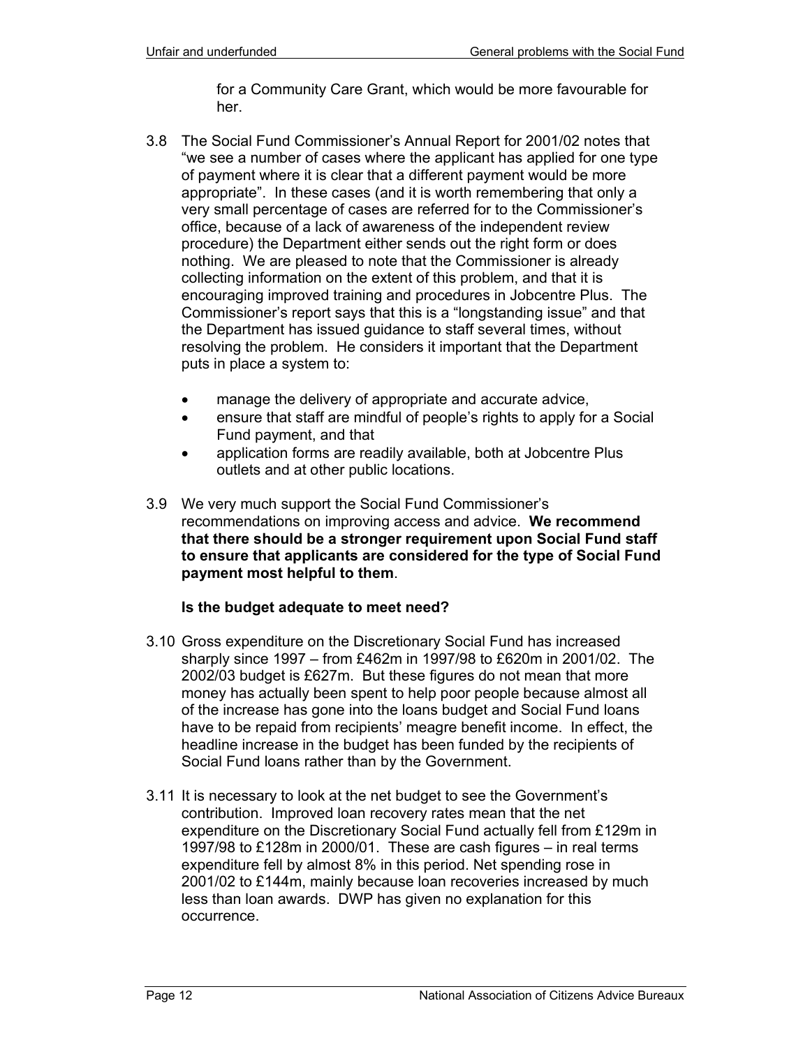for a Community Care Grant, which would be more favourable for her.

3.8 The Social Fund Commissioner's Annual Report for 2001/02 notes that "we see a number of cases where the applicant has applied for one type of payment where it is clear that a different payment would be more appropriate". In these cases (and it is worth remembering that only a very small percentage of cases are referred for to the Commissioner's office, because of a lack of awareness of the independent review procedure) the Department either sends out the right form or does nothing. We are pleased to note that the Commissioner is already collecting information on the extent of this problem, and that it is encouraging improved training and procedures in Jobcentre Plus. The Commissioner's report says that this is a "longstanding issue" and that the Department has issued guidance to staff several times, without resolving the problem. He considers it important that the Department puts in place a system to:

- manage the delivery of appropriate and accurate advice,
- ensure that staff are mindful of people's rights to apply for a Social Fund payment, and that
- application forms are readily available, both at Jobcentre Plus outlets and at other public locations.

3.9 We very much support the Social Fund Commissioner's recommendations on improving access and advice. **We recommend that there should be a stronger requirement upon Social Fund staff to ensure that applicants are considered for the type of Social Fund payment most helpful to them**.

### Is the budget adequate to meet need?

3.10 Gross expenditure on the Discretionary Social Fund has increased sharply since 1997 – from £462m in 1997/98 to £620m in 2001/02. The 2002/03 budget is £627m. But these figures do not mean that more money has actually been spent to help poor people because almost all of the increase has gone into the loans budget and Social Fund loans have to be repaid from recipients' meagre benefit income. In effect, the headline increase in the budget has been funded by the recipients of Social Fund loans rather than by the Government.

3.11 It is necessary to look at the net budget to see the Government's contribution. Improved loan recovery rates mean that the net expenditure on the Discretionary Social Fund actually fell from £129m in 1997/98 to £128m in 2000/01. These are cash figures – in real terms expenditure fell by almost 8% in this period. Net spending rose in 2001/02 to £144m, mainly because loan recoveries increased by much less than loan awards. DWP has given no explanation for this occurrence.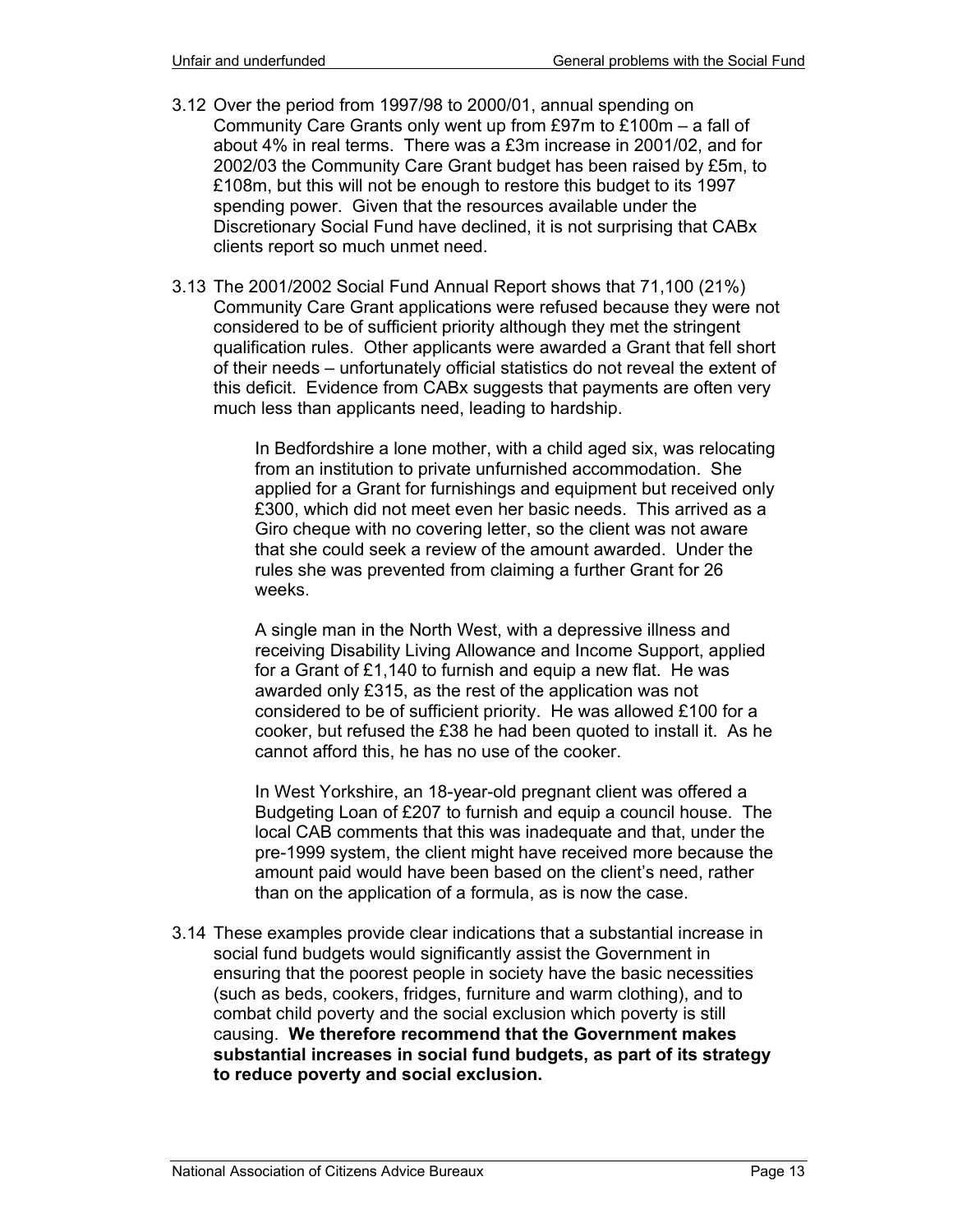3.12 Over the period from 1997/98 to 2000/01, annual spending on Community Care Grants only went up from £97m to £100m – a fall of about 4% in real terms. There was a £3m increase in 2001/02, and for 2002/03 the Community Care Grant budget has been raised by £5m, to £108m, but this will not be enough to restore this budget to its 1997 spending power. Given that the resources available under the Discretionary Social Fund have declined, it is not surprising that CABx clients report so much unmet need.

3.13 The 2001/2002 Social Fund Annual Report shows that 71,100 (21%) Community Care Grant applications were refused because they were not considered to be of sufficient priority although they met the stringent qualification rules. Other applicants were awarded a Grant that fell short of their needs – unfortunately official statistics do not reveal the extent of this deficit. Evidence from CABx suggests that payments are often very much less than applicants need, leading to hardship.

> In Bedfordshire a lone mother, with a child aged six, was relocating from an institution to private unfurnished accommodation. She applied for a Grant for furnishings and equipment but received only £300, which did not meet even her basic needs. This arrived as a Giro cheque with no covering letter, so the client was not aware that she could seek a review of the amount awarded. Under the rules she was prevented from claiming a further Grant for 26 weeks.
>
> A single man in the North West, with a depressive illness and receiving Disability Living Allowance and Income Support, applied for a Grant of £1,140 to furnish and equip a new flat. He was awarded only £315, as the rest of the application was not considered to be of sufficient priority. He was allowed £100 for a cooker, but refused the £38 he had been quoted to install it. As he cannot afford this, he has no use of the cooker.
>
> In West Yorkshire, an 18-year-old pregnant client was offered a Budgeting Loan of £207 to furnish and equip a council house. The local CAB comments that this was inadequate and that, under the pre-1999 system, the client might have received more because the amount paid would have been based on the client's need, rather than on the application of a formula, as is now the case.

3.14 These examples provide clear indications that a substantial increase in social fund budgets would significantly assist the Government in ensuring that the poorest people in society have the basic necessities (such as beds, cookers, fridges, furniture and warm clothing), and to combat child poverty and the social exclusion which poverty is still causing. **We therefore recommend that the Government makes substantial increases in social fund budgets, as part of its strategy to reduce poverty and social exclusion.**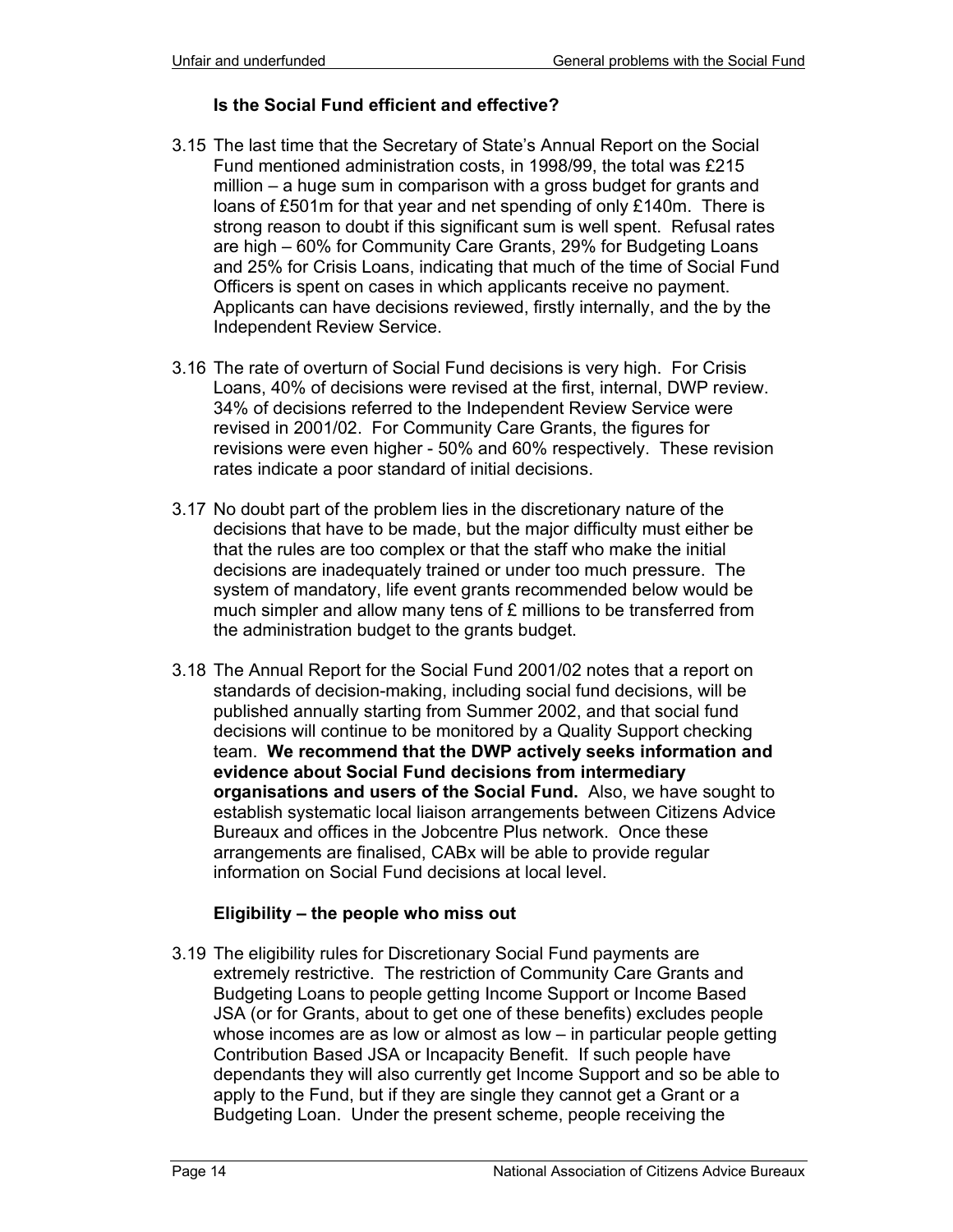### Is the Social Fund efficient and effective?

3.15 The last time that the Secretary of State's Annual Report on the Social Fund mentioned administration costs, in 1998/99, the total was £215 million – a huge sum in comparison with a gross budget for grants and loans of £501m for that year and net spending of only £140m. There is strong reason to doubt if this significant sum is well spent. Refusal rates are high – 60% for Community Care Grants, 29% for Budgeting Loans and 25% for Crisis Loans, indicating that much of the time of Social Fund Officers is spent on cases in which applicants receive no payment. Applicants can have decisions reviewed, firstly internally, and the by the Independent Review Service.

3.16 The rate of overturn of Social Fund decisions is very high. For Crisis Loans, 40% of decisions were revised at the first, internal, DWP review. 34% of decisions referred to the Independent Review Service were revised in 2001/02. For Community Care Grants, the figures for revisions were even higher - 50% and 60% respectively. These revision rates indicate a poor standard of initial decisions.

3.17 No doubt part of the problem lies in the discretionary nature of the decisions that have to be made, but the major difficulty must either be that the rules are too complex or that the staff who make the initial decisions are inadequately trained or under too much pressure. The system of mandatory, life event grants recommended below would be much simpler and allow many tens of £ millions to be transferred from the administration budget to the grants budget.

3.18 The Annual Report for the Social Fund 2001/02 notes that a report on standards of decision-making, including social fund decisions, will be published annually starting from Summer 2002, and that social fund decisions will continue to be monitored by a Quality Support checking team. **We recommend that the DWP actively seeks information and evidence about Social Fund decisions from intermediary organisations and users of the Social Fund.** Also, we have sought to establish systematic local liaison arrangements between Citizens Advice Bureaux and offices in the Jobcentre Plus network. Once these arrangements are finalised, CABx will be able to provide regular information on Social Fund decisions at local level.

### Eligibility – the people who miss out

3.19 The eligibility rules for Discretionary Social Fund payments are extremely restrictive. The restriction of Community Care Grants and Budgeting Loans to people getting Income Support or Income Based JSA (or for Grants, about to get one of these benefits) excludes people whose incomes are as low or almost as low – in particular people getting Contribution Based JSA or Incapacity Benefit. If such people have dependants they will also currently get Income Support and so be able to apply to the Fund, but if they are single they cannot get a Grant or a Budgeting Loan. Under the present scheme, people receiving the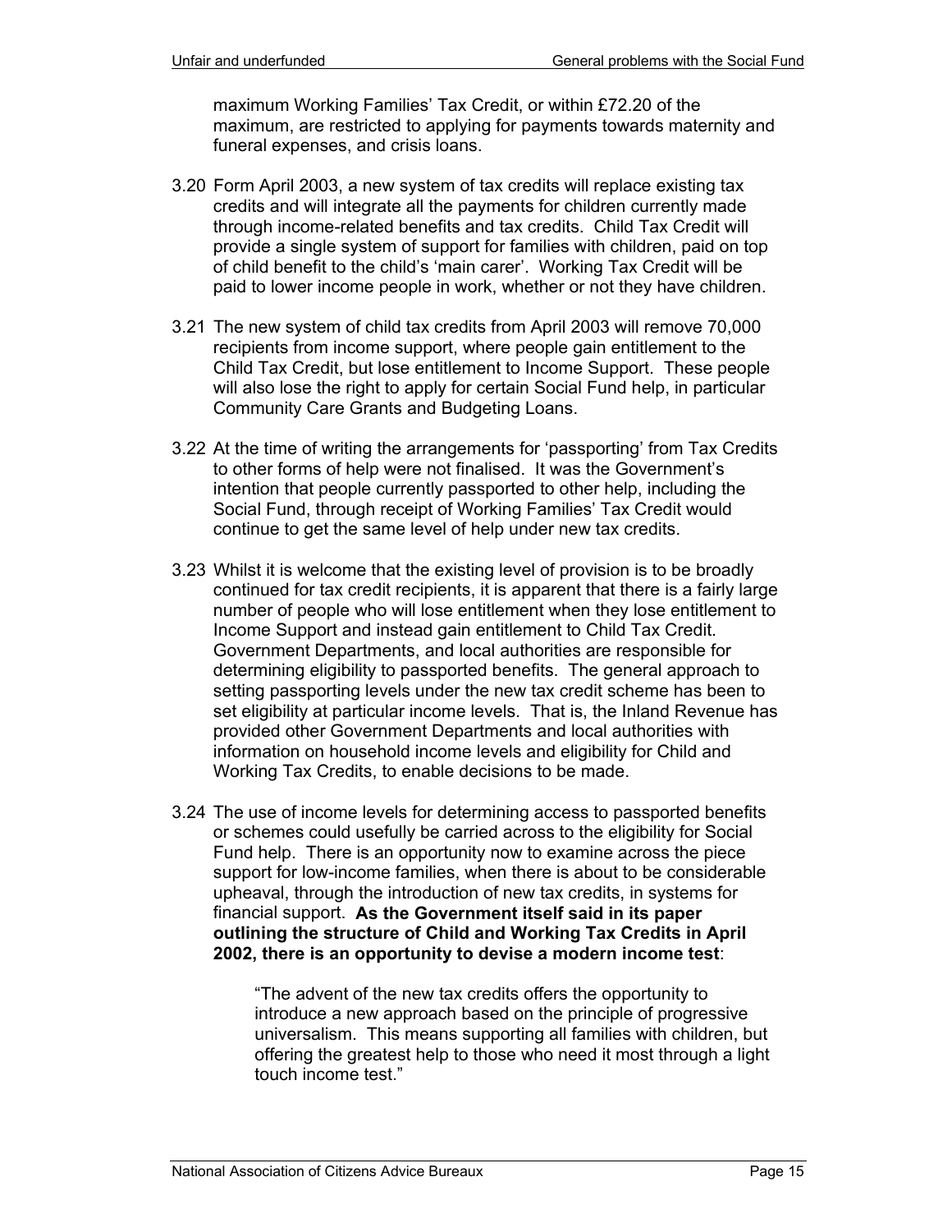maximum Working Families' Tax Credit, or within £72.20 of the maximum, are restricted to applying for payments towards maternity and funeral expenses, and crisis loans.

3.20 Form April 2003, a new system of tax credits will replace existing tax credits and will integrate all the payments for children currently made through income-related benefits and tax credits. Child Tax Credit will provide a single system of support for families with children, paid on top of child benefit to the child's 'main carer'. Working Tax Credit will be paid to lower income people in work, whether or not they have children.

3.21 The new system of child tax credits from April 2003 will remove 70,000 recipients from income support, where people gain entitlement to the Child Tax Credit, but lose entitlement to Income Support. These people will also lose the right to apply for certain Social Fund help, in particular Community Care Grants and Budgeting Loans.

3.22 At the time of writing the arrangements for 'passporting' from Tax Credits to other forms of help were not finalised. It was the Government's intention that people currently passported to other help, including the Social Fund, through receipt of Working Families' Tax Credit would continue to get the same level of help under new tax credits.

3.23 Whilst it is welcome that the existing level of provision is to be broadly continued for tax credit recipients, it is apparent that there is a fairly large number of people who will lose entitlement when they lose entitlement to Income Support and instead gain entitlement to Child Tax Credit. Government Departments, and local authorities are responsible for determining eligibility to passported benefits. The general approach to setting passporting levels under the new tax credit scheme has been to set eligibility at particular income levels. That is, the Inland Revenue has provided other Government Departments and local authorities with information on household income levels and eligibility for Child and Working Tax Credits, to enable decisions to be made.

3.24 The use of income levels for determining access to passported benefits or schemes could usefully be carried across to the eligibility for Social Fund help. There is an opportunity now to examine across the piece support for low-income families, when there is about to be considerable upheaval, through the introduction of new tax credits, in systems for financial support. **As the Government itself said in its paper outlining the structure of Child and Working Tax Credits in April 2002, there is an opportunity to devise a modern income test**:

> "The advent of the new tax credits offers the opportunity to introduce a new approach based on the principle of progressive universalism. This means supporting all families with children, but offering the greatest help to those who need it most through a light touch income test."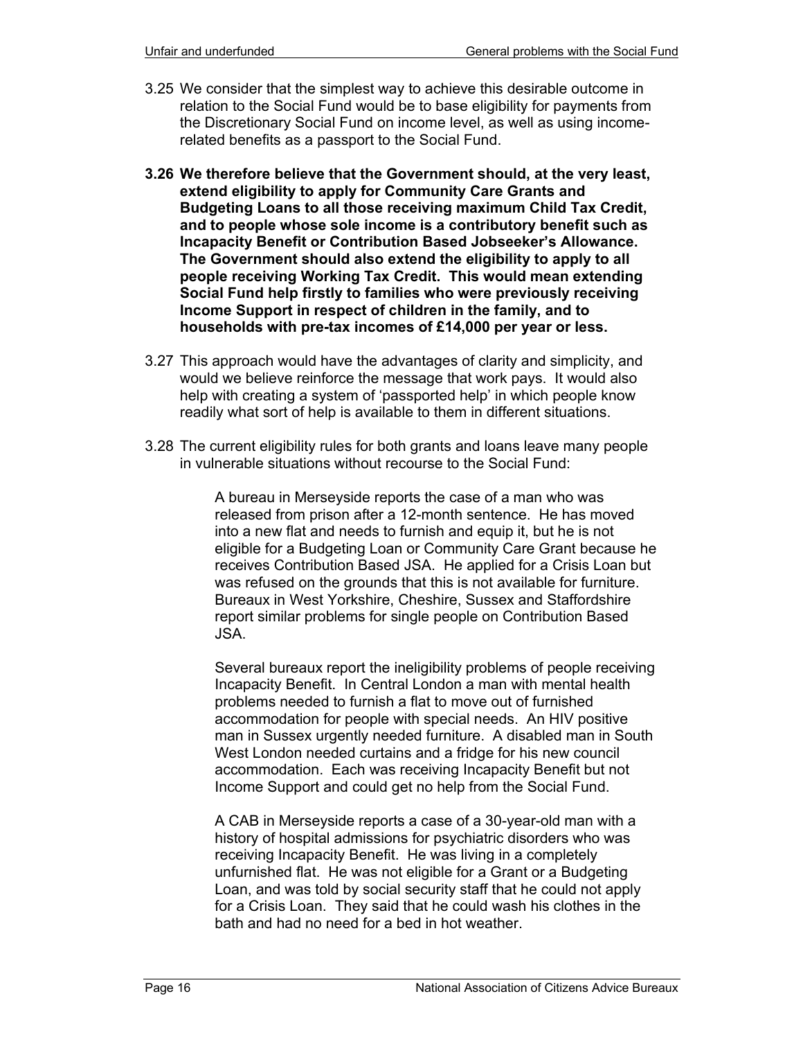3.25 We consider that the simplest way to achieve this desirable outcome in relation to the Social Fund would be to base eligibility for payments from the Discretionary Social Fund on income level, as well as using income-related benefits as a passport to the Social Fund.

**3.26 We therefore believe that the Government should, at the very least, extend eligibility to apply for Community Care Grants and Budgeting Loans to all those receiving maximum Child Tax Credit, and to people whose sole income is a contributory benefit such as Incapacity Benefit or Contribution Based Jobseeker's Allowance. The Government should also extend the eligibility to apply to all people receiving Working Tax Credit. This would mean extending Social Fund help firstly to families who were previously receiving Income Support in respect of children in the family, and to households with pre-tax incomes of £14,000 per year or less.**

3.27 This approach would have the advantages of clarity and simplicity, and would we believe reinforce the message that work pays. It would also help with creating a system of 'passported help' in which people know readily what sort of help is available to them in different situations.

3.28 The current eligibility rules for both grants and loans leave many people in vulnerable situations without recourse to the Social Fund:

> A bureau in Merseyside reports the case of a man who was released from prison after a 12-month sentence. He has moved into a new flat and needs to furnish and equip it, but he is not eligible for a Budgeting Loan or Community Care Grant because he receives Contribution Based JSA. He applied for a Crisis Loan but was refused on the grounds that this is not available for furniture. Bureaux in West Yorkshire, Cheshire, Sussex and Staffordshire report similar problems for single people on Contribution Based JSA.
>
> Several bureaux report the ineligibility problems of people receiving Incapacity Benefit. In Central London a man with mental health problems needed to furnish a flat to move out of furnished accommodation for people with special needs. An HIV positive man in Sussex urgently needed furniture. A disabled man in South West London needed curtains and a fridge for his new council accommodation. Each was receiving Incapacity Benefit but not Income Support and could get no help from the Social Fund.
>
> A CAB in Merseyside reports a case of a 30-year-old man with a history of hospital admissions for psychiatric disorders who was receiving Incapacity Benefit. He was living in a completely unfurnished flat. He was not eligible for a Grant or a Budgeting Loan, and was told by social security staff that he could not apply for a Crisis Loan. They said that he could wash his clothes in the bath and had no need for a bed in hot weather.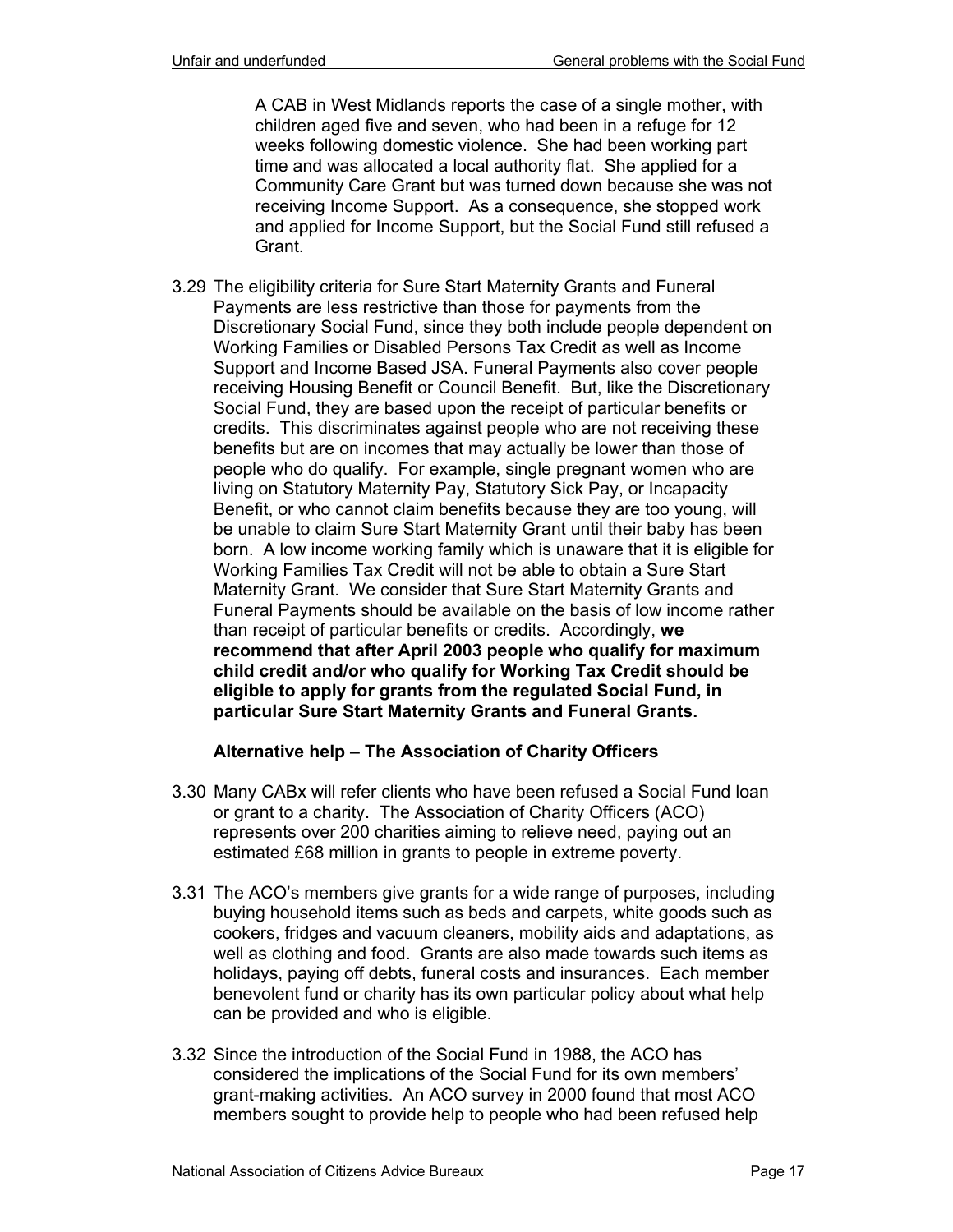> A CAB in West Midlands reports the case of a single mother, with children aged five and seven, who had been in a refuge for 12 weeks following domestic violence. She had been working part time and was allocated a local authority flat. She applied for a Community Care Grant but was turned down because she was not receiving Income Support. As a consequence, she stopped work and applied for Income Support, but the Social Fund still refused a Grant.

3.29 The eligibility criteria for Sure Start Maternity Grants and Funeral Payments are less restrictive than those for payments from the Discretionary Social Fund, since they both include people dependent on Working Families or Disabled Persons Tax Credit as well as Income Support and Income Based JSA. Funeral Payments also cover people receiving Housing Benefit or Council Benefit. But, like the Discretionary Social Fund, they are based upon the receipt of particular benefits or credits. This discriminates against people who are not receiving these benefits but are on incomes that may actually be lower than those of people who do qualify. For example, single pregnant women who are living on Statutory Maternity Pay, Statutory Sick Pay, or Incapacity Benefit, or who cannot claim benefits because they are too young, will be unable to claim Sure Start Maternity Grant until their baby has been born. A low income working family which is unaware that it is eligible for Working Families Tax Credit will not be able to obtain a Sure Start Maternity Grant. We consider that Sure Start Maternity Grants and Funeral Payments should be available on the basis of low income rather than receipt of particular benefits or credits. Accordingly, **we recommend that after April 2003 people who qualify for maximum child credit and/or who qualify for Working Tax Credit should be eligible to apply for grants from the regulated Social Fund, in particular Sure Start Maternity Grants and Funeral Grants.**

### Alternative help – The Association of Charity Officers

3.30 Many CABx will refer clients who have been refused a Social Fund loan or grant to a charity. The Association of Charity Officers (ACO) represents over 200 charities aiming to relieve need, paying out an estimated £68 million in grants to people in extreme poverty.

3.31 The ACO's members give grants for a wide range of purposes, including buying household items such as beds and carpets, white goods such as cookers, fridges and vacuum cleaners, mobility aids and adaptations, as well as clothing and food. Grants are also made towards such items as holidays, paying off debts, funeral costs and insurances. Each member benevolent fund or charity has its own particular policy about what help can be provided and who is eligible.

3.32 Since the introduction of the Social Fund in 1988, the ACO has considered the implications of the Social Fund for its own members' grant-making activities. An ACO survey in 2000 found that most ACO members sought to provide help to people who had been refused help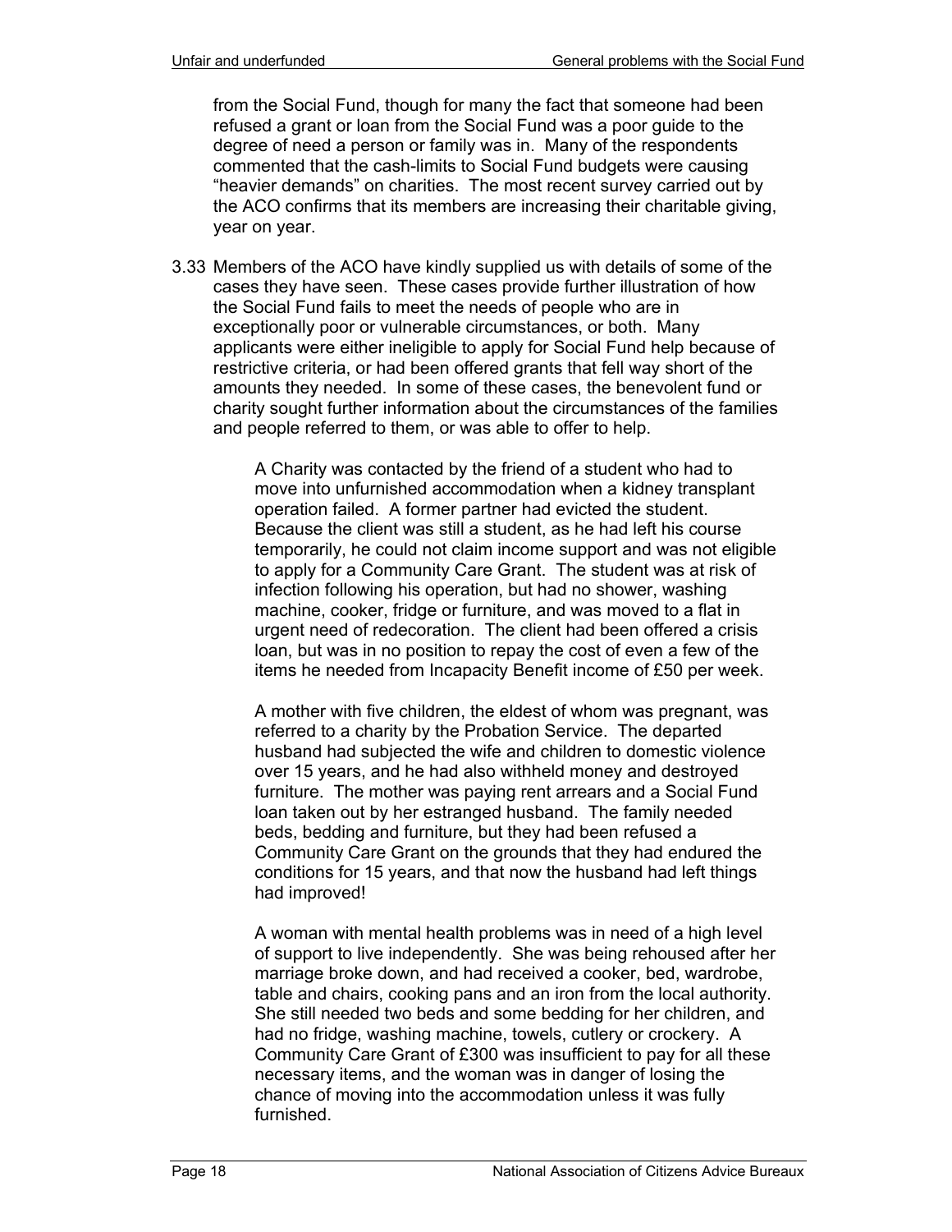from the Social Fund, though for many the fact that someone had been refused a grant or loan from the Social Fund was a poor guide to the degree of need a person or family was in. Many of the respondents commented that the cash-limits to Social Fund budgets were causing "heavier demands" on charities. The most recent survey carried out by the ACO confirms that its members are increasing their charitable giving, year on year.

3.33 Members of the ACO have kindly supplied us with details of some of the cases they have seen. These cases provide further illustration of how the Social Fund fails to meet the needs of people who are in exceptionally poor or vulnerable circumstances, or both. Many applicants were either ineligible to apply for Social Fund help because of restrictive criteria, or had been offered grants that fell way short of the amounts they needed. In some of these cases, the benevolent fund or charity sought further information about the circumstances of the families and people referred to them, or was able to offer to help.

> A Charity was contacted by the friend of a student who had to move into unfurnished accommodation when a kidney transplant operation failed. A former partner had evicted the student. Because the client was still a student, as he had left his course temporarily, he could not claim income support and was not eligible to apply for a Community Care Grant. The student was at risk of infection following his operation, but had no shower, washing machine, cooker, fridge or furniture, and was moved to a flat in urgent need of redecoration. The client had been offered a crisis loan, but was in no position to repay the cost of even a few of the items he needed from Incapacity Benefit income of £50 per week.

> A mother with five children, the eldest of whom was pregnant, was referred to a charity by the Probation Service. The departed husband had subjected the wife and children to domestic violence over 15 years, and he had also withheld money and destroyed furniture. The mother was paying rent arrears and a Social Fund loan taken out by her estranged husband. The family needed beds, bedding and furniture, but they had been refused a Community Care Grant on the grounds that they had endured the conditions for 15 years, and that now the husband had left things had improved!

> A woman with mental health problems was in need of a high level of support to live independently. She was being rehoused after her marriage broke down, and had received a cooker, bed, wardrobe, table and chairs, cooking pans and an iron from the local authority. She still needed two beds and some bedding for her children, and had no fridge, washing machine, towels, cutlery or crockery. A Community Care Grant of £300 was insufficient to pay for all these necessary items, and the woman was in danger of losing the chance of moving into the accommodation unless it was fully furnished.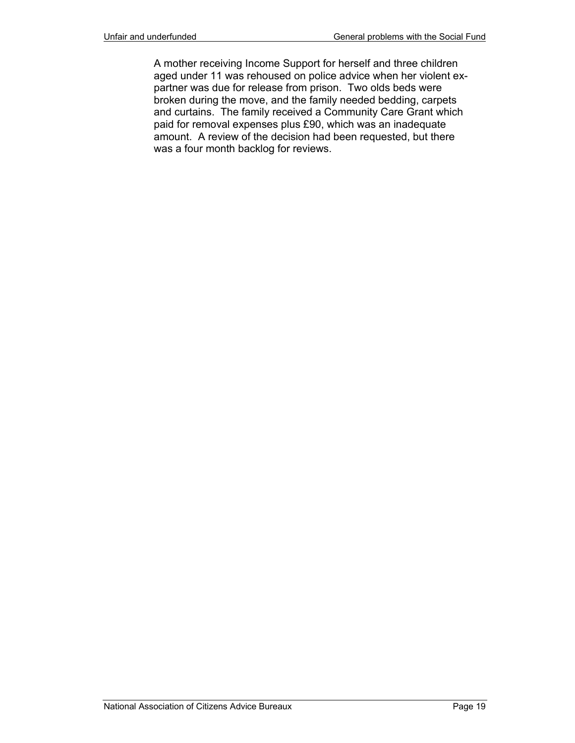A mother receiving Income Support for herself and three children aged under 11 was rehoused on police advice when her violent ex-partner was due for release from prison. Two olds beds were broken during the move, and the family needed bedding, carpets and curtains. The family received a Community Care Grant which paid for removal expenses plus £90, which was an inadequate amount. A review of the decision had been requested, but there was a four month backlog for reviews.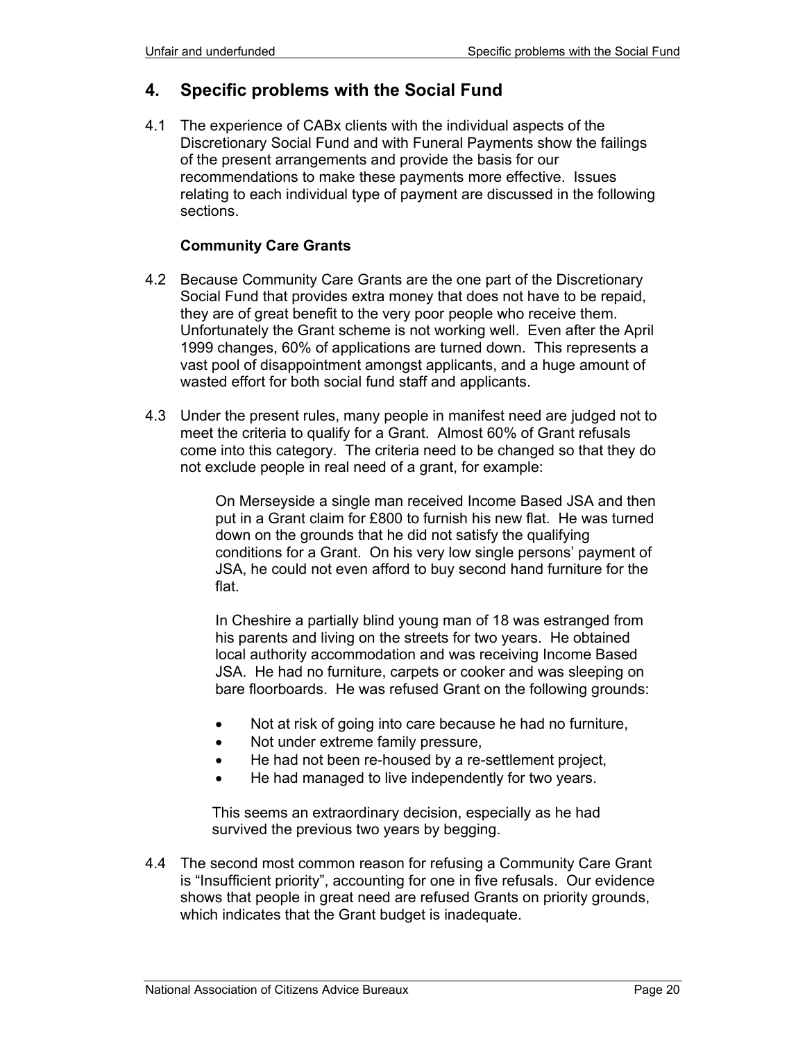## 4. Specific problems with the Social Fund

4.1 The experience of CABx clients with the individual aspects of the Discretionary Social Fund and with Funeral Payments show the failings of the present arrangements and provide the basis for our recommendations to make these payments more effective. Issues relating to each individual type of payment are discussed in the following sections.

### Community Care Grants

4.2 Because Community Care Grants are the one part of the Discretionary Social Fund that provides extra money that does not have to be repaid, they are of great benefit to the very poor people who receive them. Unfortunately the Grant scheme is not working well. Even after the April 1999 changes, 60% of applications are turned down. This represents a vast pool of disappointment amongst applicants, and a huge amount of wasted effort for both social fund staff and applicants.

4.3 Under the present rules, many people in manifest need are judged not to meet the criteria to qualify for a Grant. Almost 60% of Grant refusals come into this category. The criteria need to be changed so that they do not exclude people in real need of a grant, for example:

> On Merseyside a single man received Income Based JSA and then put in a Grant claim for £800 to furnish his new flat. He was turned down on the grounds that he did not satisfy the qualifying conditions for a Grant. On his very low single persons' payment of JSA, he could not even afford to buy second hand furniture for the flat.
>
> In Cheshire a partially blind young man of 18 was estranged from his parents and living on the streets for two years. He obtained local authority accommodation and was receiving Income Based JSA. He had no furniture, carpets or cooker and was sleeping on bare floorboards. He was refused Grant on the following grounds:
>
> - Not at risk of going into care because he had no furniture,
> - Not under extreme family pressure,
> - He had not been re-housed by a re-settlement project,
> - He had managed to live independently for two years.
>
> This seems an extraordinary decision, especially as he had survived the previous two years by begging.

4.4 The second most common reason for refusing a Community Care Grant is "Insufficient priority", accounting for one in five refusals. Our evidence shows that people in great need are refused Grants on priority grounds, which indicates that the Grant budget is inadequate.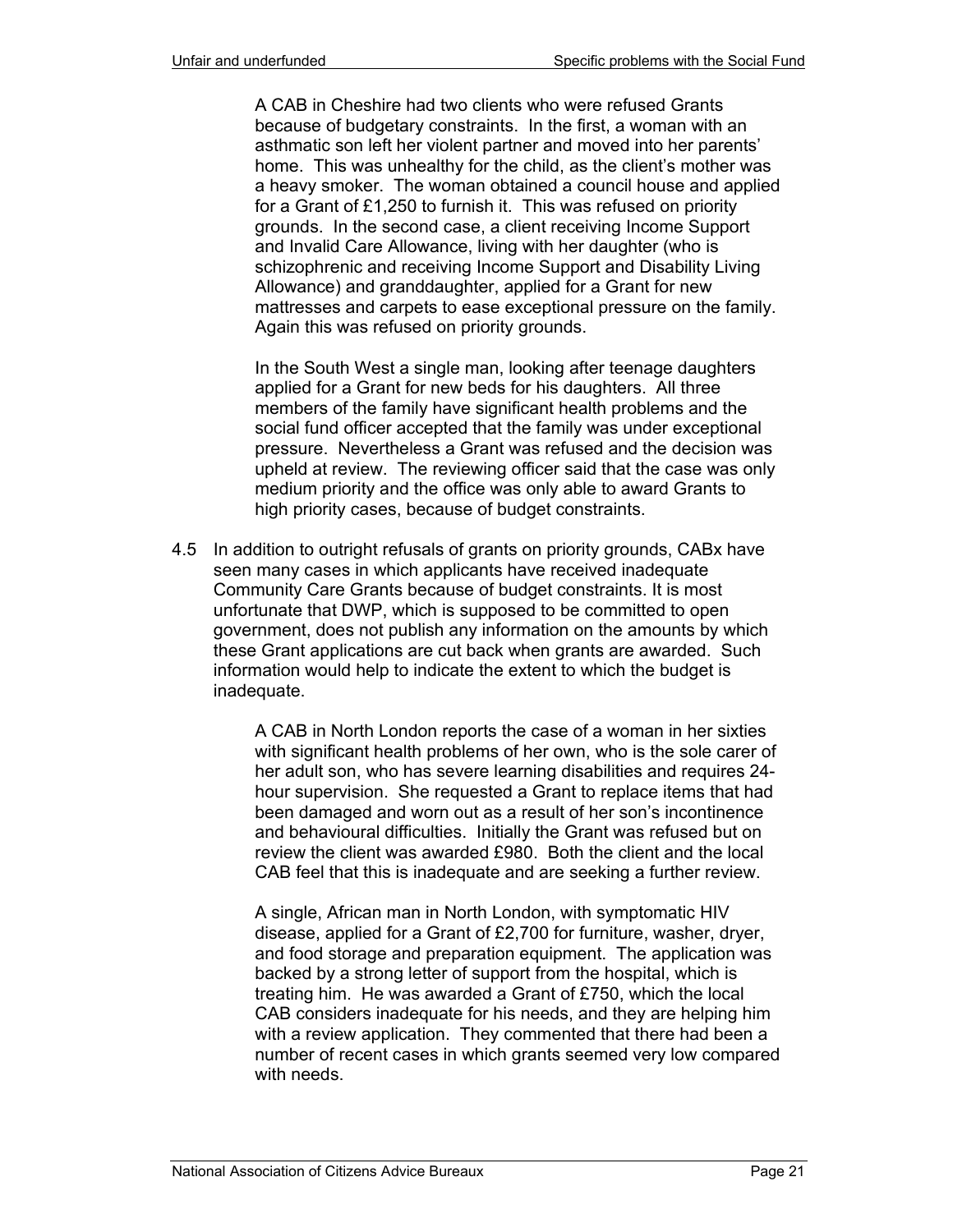A CAB in Cheshire had two clients who were refused Grants because of budgetary constraints. In the first, a woman with an asthmatic son left her violent partner and moved into her parents' home. This was unhealthy for the child, as the client's mother was a heavy smoker. The woman obtained a council house and applied for a Grant of £1,250 to furnish it. This was refused on priority grounds. In the second case, a client receiving Income Support and Invalid Care Allowance, living with her daughter (who is schizophrenic and receiving Income Support and Disability Living Allowance) and granddaughter, applied for a Grant for new mattresses and carpets to ease exceptional pressure on the family. Again this was refused on priority grounds.

In the South West a single man, looking after teenage daughters applied for a Grant for new beds for his daughters. All three members of the family have significant health problems and the social fund officer accepted that the family was under exceptional pressure. Nevertheless a Grant was refused and the decision was upheld at review. The reviewing officer said that the case was only medium priority and the office was only able to award Grants to high priority cases, because of budget constraints.

4.5 In addition to outright refusals of grants on priority grounds, CABx have seen many cases in which applicants have received inadequate Community Care Grants because of budget constraints. It is most unfortunate that DWP, which is supposed to be committed to open government, does not publish any information on the amounts by which these Grant applications are cut back when grants are awarded. Such information would help to indicate the extent to which the budget is inadequate.

A CAB in North London reports the case of a woman in her sixties with significant health problems of her own, who is the sole carer of her adult son, who has severe learning disabilities and requires 24-hour supervision. She requested a Grant to replace items that had been damaged and worn out as a result of her son's incontinence and behavioural difficulties. Initially the Grant was refused but on review the client was awarded £980. Both the client and the local CAB feel that this is inadequate and are seeking a further review.

A single, African man in North London, with symptomatic HIV disease, applied for a Grant of £2,700 for furniture, washer, dryer, and food storage and preparation equipment. The application was backed by a strong letter of support from the hospital, which is treating him. He was awarded a Grant of £750, which the local CAB considers inadequate for his needs, and they are helping him with a review application. They commented that there had been a number of recent cases in which grants seemed very low compared with needs.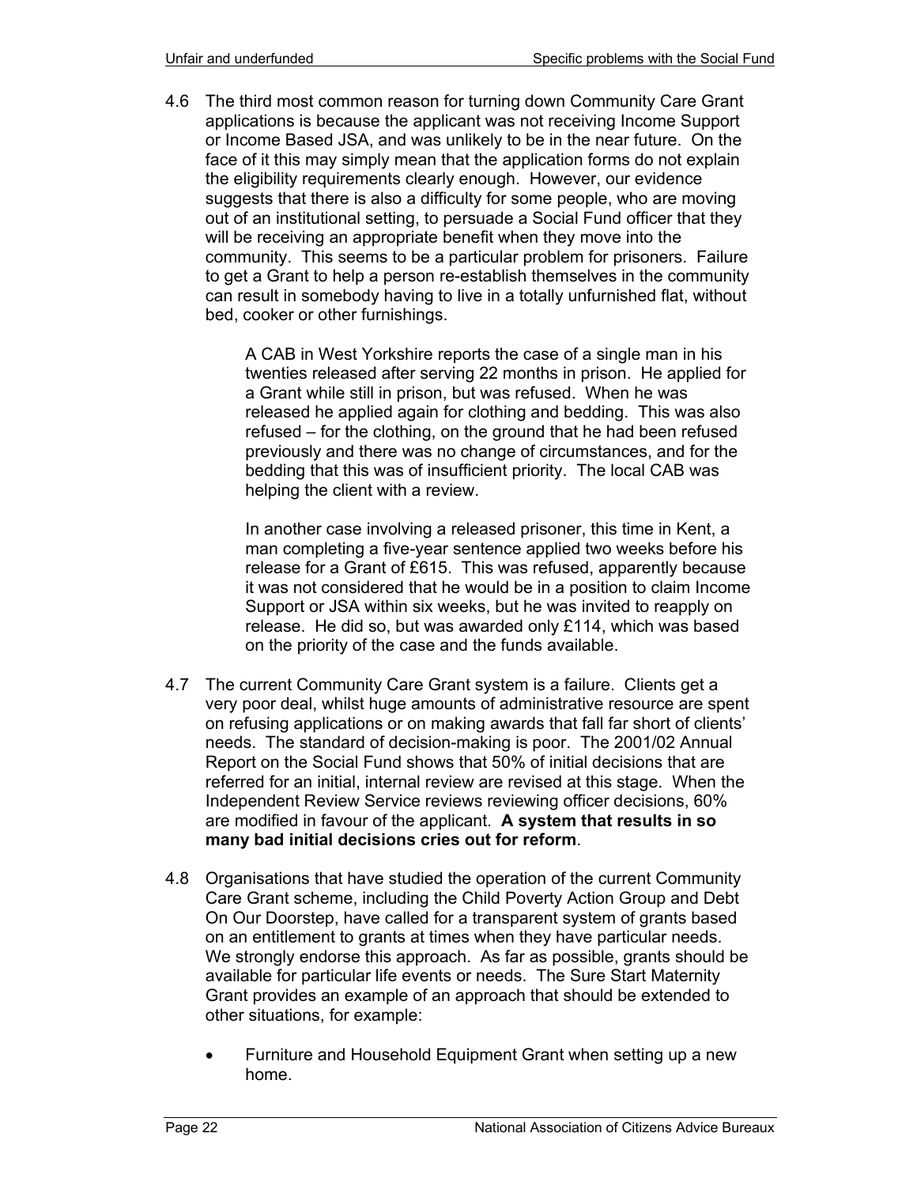4.6 The third most common reason for turning down Community Care Grant applications is because the applicant was not receiving Income Support or Income Based JSA, and was unlikely to be in the near future. On the face of it this may simply mean that the application forms do not explain the eligibility requirements clearly enough. However, our evidence suggests that there is also a difficulty for some people, who are moving out of an institutional setting, to persuade a Social Fund officer that they will be receiving an appropriate benefit when they move into the community. This seems to be a particular problem for prisoners. Failure to get a Grant to help a person re-establish themselves in the community can result in somebody having to live in a totally unfurnished flat, without bed, cooker or other furnishings.

> A CAB in West Yorkshire reports the case of a single man in his twenties released after serving 22 months in prison. He applied for a Grant while still in prison, but was refused. When he was released he applied again for clothing and bedding. This was also refused – for the clothing, on the ground that he had been refused previously and there was no change of circumstances, and for the bedding that this was of insufficient priority. The local CAB was helping the client with a review.
>
> In another case involving a released prisoner, this time in Kent, a man completing a five-year sentence applied two weeks before his release for a Grant of £615. This was refused, apparently because it was not considered that he would be in a position to claim Income Support or JSA within six weeks, but he was invited to reapply on release. He did so, but was awarded only £114, which was based on the priority of the case and the funds available.

4.7 The current Community Care Grant system is a failure. Clients get a very poor deal, whilst huge amounts of administrative resource are spent on refusing applications or on making awards that fall far short of clients' needs. The standard of decision-making is poor. The 2001/02 Annual Report on the Social Fund shows that 50% of initial decisions that are referred for an initial, internal review are revised at this stage. When the Independent Review Service reviews reviewing officer decisions, 60% are modified in favour of the applicant. **A system that results in so many bad initial decisions cries out for reform**.

4.8 Organisations that have studied the operation of the current Community Care Grant scheme, including the Child Poverty Action Group and Debt On Our Doorstep, have called for a transparent system of grants based on an entitlement to grants at times when they have particular needs. We strongly endorse this approach. As far as possible, grants should be available for particular life events or needs. The Sure Start Maternity Grant provides an example of an approach that should be extended to other situations, for example:

- Furniture and Household Equipment Grant when setting up a new home.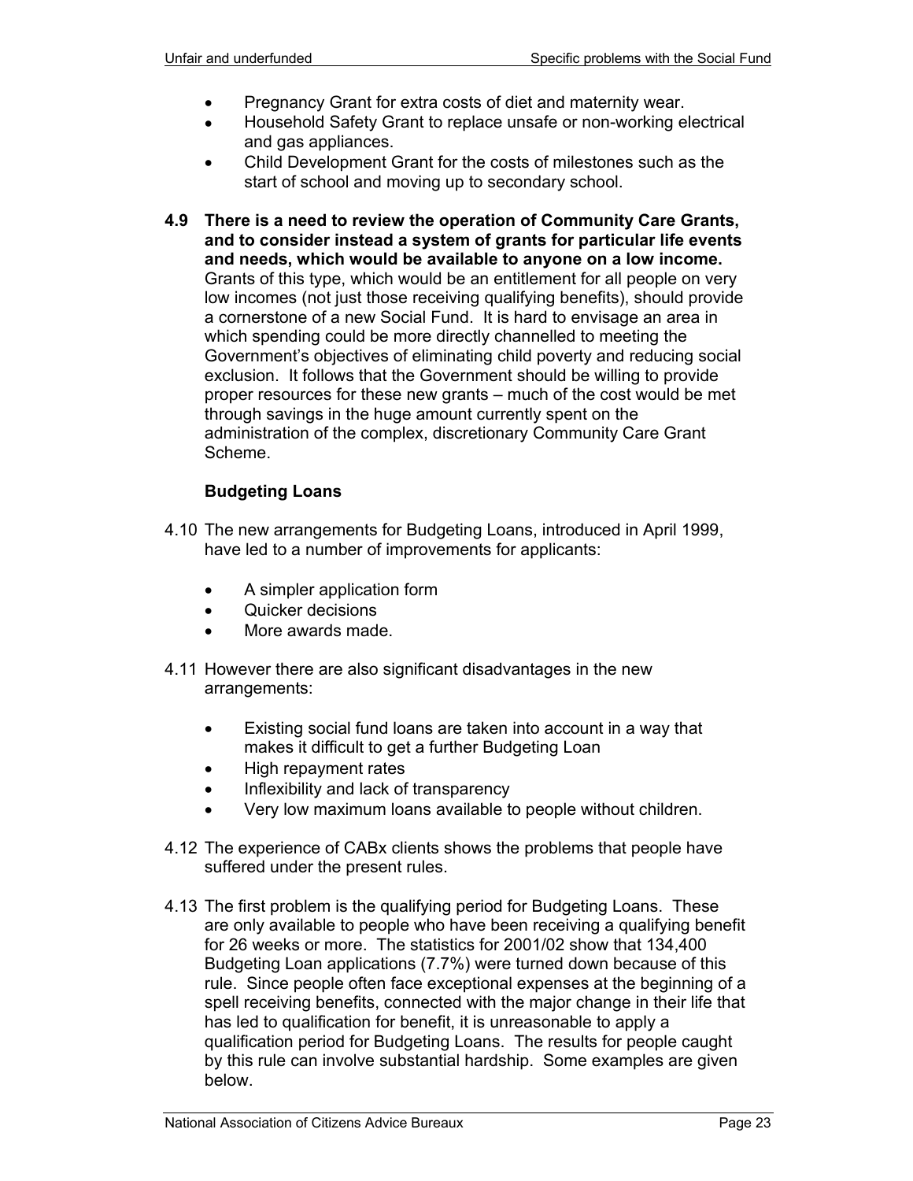- Pregnancy Grant for extra costs of diet and maternity wear.
- Household Safety Grant to replace unsafe or non-working electrical and gas appliances.
- Child Development Grant for the costs of milestones such as the start of school and moving up to secondary school.

**4.9 There is a need to review the operation of Community Care Grants, and to consider instead a system of grants for particular life events and needs, which would be available to anyone on a low income.** Grants of this type, which would be an entitlement for all people on very low incomes (not just those receiving qualifying benefits), should provide a cornerstone of a new Social Fund. It is hard to envisage an area in which spending could be more directly channelled to meeting the Government's objectives of eliminating child poverty and reducing social exclusion. It follows that the Government should be willing to provide proper resources for these new grants – much of the cost would be met through savings in the huge amount currently spent on the administration of the complex, discretionary Community Care Grant Scheme.

### Budgeting Loans

4.10 The new arrangements for Budgeting Loans, introduced in April 1999, have led to a number of improvements for applicants:

- A simpler application form
- Quicker decisions
- More awards made.

4.11 However there are also significant disadvantages in the new arrangements:

- Existing social fund loans are taken into account in a way that makes it difficult to get a further Budgeting Loan
- High repayment rates
- Inflexibility and lack of transparency
- Very low maximum loans available to people without children.

4.12 The experience of CABx clients shows the problems that people have suffered under the present rules.

4.13 The first problem is the qualifying period for Budgeting Loans. These are only available to people who have been receiving a qualifying benefit for 26 weeks or more. The statistics for 2001/02 show that 134,400 Budgeting Loan applications (7.7%) were turned down because of this rule. Since people often face exceptional expenses at the beginning of a spell receiving benefits, connected with the major change in their life that has led to qualification for benefit, it is unreasonable to apply a qualification period for Budgeting Loans. The results for people caught by this rule can involve substantial hardship. Some examples are given below.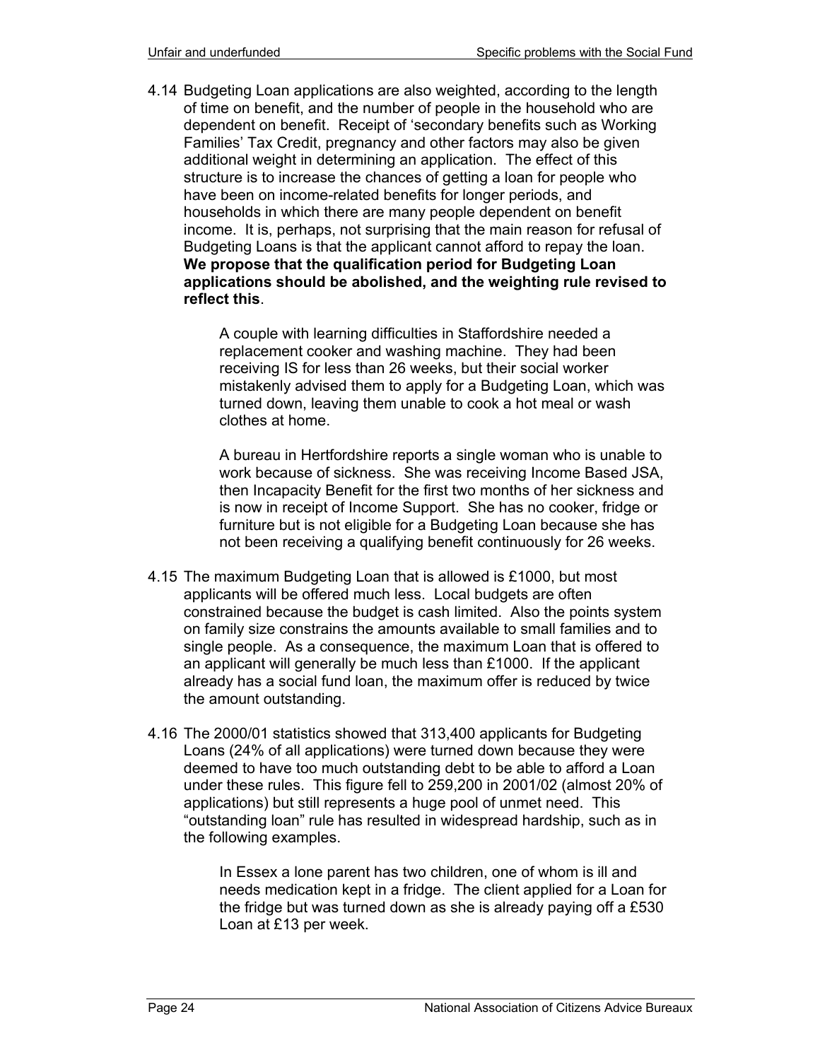4.14 Budgeting Loan applications are also weighted, according to the length of time on benefit, and the number of people in the household who are dependent on benefit. Receipt of 'secondary benefits such as Working Families' Tax Credit, pregnancy and other factors may also be given additional weight in determining an application. The effect of this structure is to increase the chances of getting a loan for people who have been on income-related benefits for longer periods, and households in which there are many people dependent on benefit income. It is, perhaps, not surprising that the main reason for refusal of Budgeting Loans is that the applicant cannot afford to repay the loan. **We propose that the qualification period for Budgeting Loan applications should be abolished, and the weighting rule revised to reflect this**.

> A couple with learning difficulties in Staffordshire needed a replacement cooker and washing machine. They had been receiving IS for less than 26 weeks, but their social worker mistakenly advised them to apply for a Budgeting Loan, which was turned down, leaving them unable to cook a hot meal or wash clothes at home.
>
> A bureau in Hertfordshire reports a single woman who is unable to work because of sickness. She was receiving Income Based JSA, then Incapacity Benefit for the first two months of her sickness and is now in receipt of Income Support. She has no cooker, fridge or furniture but is not eligible for a Budgeting Loan because she has not been receiving a qualifying benefit continuously for 26 weeks.

4.15 The maximum Budgeting Loan that is allowed is £1000, but most applicants will be offered much less. Local budgets are often constrained because the budget is cash limited. Also the points system on family size constrains the amounts available to small families and to single people. As a consequence, the maximum Loan that is offered to an applicant will generally be much less than £1000. If the applicant already has a social fund loan, the maximum offer is reduced by twice the amount outstanding.

4.16 The 2000/01 statistics showed that 313,400 applicants for Budgeting Loans (24% of all applications) were turned down because they were deemed to have too much outstanding debt to be able to afford a Loan under these rules. This figure fell to 259,200 in 2001/02 (almost 20% of applications) but still represents a huge pool of unmet need. This "outstanding loan" rule has resulted in widespread hardship, such as in the following examples.

> In Essex a lone parent has two children, one of whom is ill and needs medication kept in a fridge. The client applied for a Loan for the fridge but was turned down as she is already paying off a £530 Loan at £13 per week.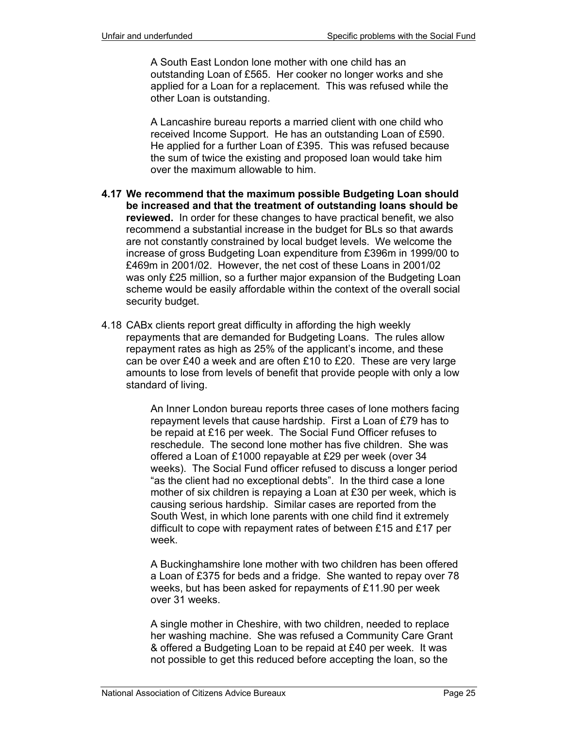A South East London lone mother with one child has an outstanding Loan of £565. Her cooker no longer works and she applied for a Loan for a replacement. This was refused while the other Loan is outstanding.

A Lancashire bureau reports a married client with one child who received Income Support. He has an outstanding Loan of £590. He applied for a further Loan of £395. This was refused because the sum of twice the existing and proposed loan would take him over the maximum allowable to him.

**4.17 We recommend that the maximum possible Budgeting Loan should be increased and that the treatment of outstanding loans should be reviewed.** In order for these changes to have practical benefit, we also recommend a substantial increase in the budget for BLs so that awards are not constantly constrained by local budget levels. We welcome the increase of gross Budgeting Loan expenditure from £396m in 1999/00 to £469m in 2001/02. However, the net cost of these Loans in 2001/02 was only £25 million, so a further major expansion of the Budgeting Loan scheme would be easily affordable within the context of the overall social security budget.

4.18 CABx clients report great difficulty in affording the high weekly repayments that are demanded for Budgeting Loans. The rules allow repayment rates as high as 25% of the applicant's income, and these can be over £40 a week and are often £10 to £20. These are very large amounts to lose from levels of benefit that provide people with only a low standard of living.

An Inner London bureau reports three cases of lone mothers facing repayment levels that cause hardship. First a Loan of £79 has to be repaid at £16 per week. The Social Fund Officer refuses to reschedule. The second lone mother has five children. She was offered a Loan of £1000 repayable at £29 per week (over 34 weeks). The Social Fund officer refused to discuss a longer period "as the client had no exceptional debts". In the third case a lone mother of six children is repaying a Loan at £30 per week, which is causing serious hardship. Similar cases are reported from the South West, in which lone parents with one child find it extremely difficult to cope with repayment rates of between £15 and £17 per week.

A Buckinghamshire lone mother with two children has been offered a Loan of £375 for beds and a fridge. She wanted to repay over 78 weeks, but has been asked for repayments of £11.90 per week over 31 weeks.

A single mother in Cheshire, with two children, needed to replace her washing machine. She was refused a Community Care Grant & offered a Budgeting Loan to be repaid at £40 per week. It was not possible to get this reduced before accepting the loan, so the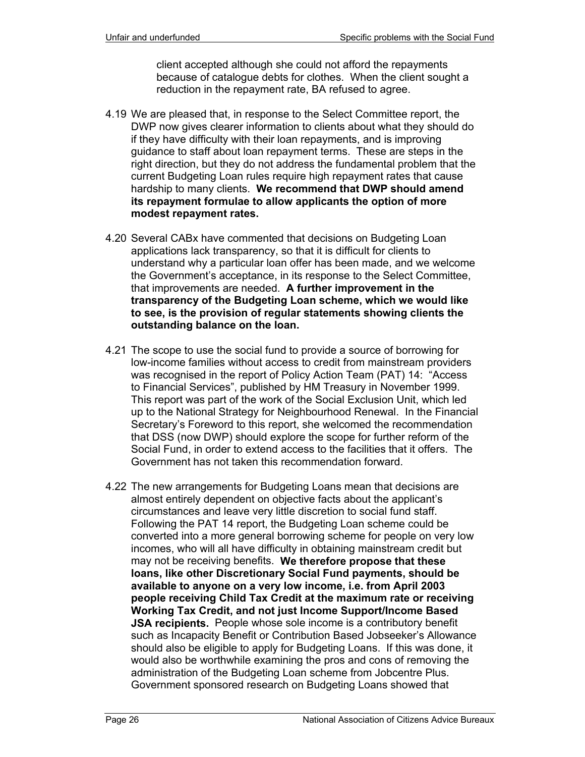client accepted although she could not afford the repayments because of catalogue debts for clothes. When the client sought a reduction in the repayment rate, BA refused to agree.

4.19 We are pleased that, in response to the Select Committee report, the DWP now gives clearer information to clients about what they should do if they have difficulty with their loan repayments, and is improving guidance to staff about loan repayment terms. These are steps in the right direction, but they do not address the fundamental problem that the current Budgeting Loan rules require high repayment rates that cause hardship to many clients. **We recommend that DWP should amend its repayment formulae to allow applicants the option of more modest repayment rates.**

4.20 Several CABx have commented that decisions on Budgeting Loan applications lack transparency, so that it is difficult for clients to understand why a particular loan offer has been made, and we welcome the Government's acceptance, in its response to the Select Committee, that improvements are needed. **A further improvement in the transparency of the Budgeting Loan scheme, which we would like to see, is the provision of regular statements showing clients the outstanding balance on the loan.**

4.21 The scope to use the social fund to provide a source of borrowing for low-income families without access to credit from mainstream providers was recognised in the report of Policy Action Team (PAT) 14: "Access to Financial Services", published by HM Treasury in November 1999. This report was part of the work of the Social Exclusion Unit, which led up to the National Strategy for Neighbourhood Renewal. In the Financial Secretary's Foreword to this report, she welcomed the recommendation that DSS (now DWP) should explore the scope for further reform of the Social Fund, in order to extend access to the facilities that it offers. The Government has not taken this recommendation forward.

4.22 The new arrangements for Budgeting Loans mean that decisions are almost entirely dependent on objective facts about the applicant's circumstances and leave very little discretion to social fund staff. Following the PAT 14 report, the Budgeting Loan scheme could be converted into a more general borrowing scheme for people on very low incomes, who will all have difficulty in obtaining mainstream credit but may not be receiving benefits. **We therefore propose that these loans, like other Discretionary Social Fund payments, should be available to anyone on a very low income, i.e. from April 2003 people receiving Child Tax Credit at the maximum rate or receiving Working Tax Credit, and not just Income Support/Income Based JSA recipients.** People whose sole income is a contributory benefit such as Incapacity Benefit or Contribution Based Jobseeker's Allowance should also be eligible to apply for Budgeting Loans. If this was done, it would also be worthwhile examining the pros and cons of removing the administration of the Budgeting Loan scheme from Jobcentre Plus. Government sponsored research on Budgeting Loans showed that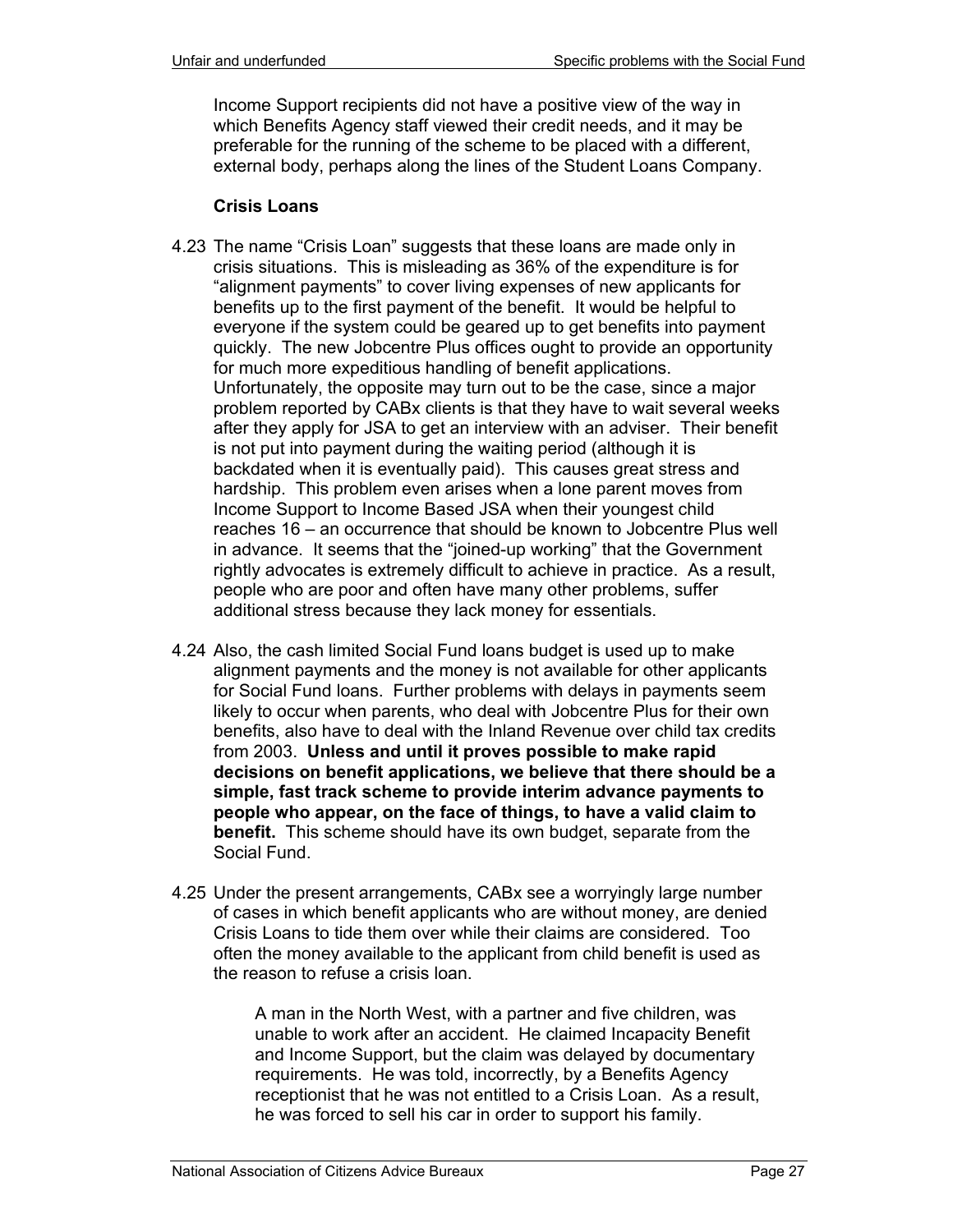Income Support recipients did not have a positive view of the way in which Benefits Agency staff viewed their credit needs, and it may be preferable for the running of the scheme to be placed with a different, external body, perhaps along the lines of the Student Loans Company.

### Crisis Loans

4.23 The name "Crisis Loan" suggests that these loans are made only in crisis situations. This is misleading as 36% of the expenditure is for "alignment payments" to cover living expenses of new applicants for benefits up to the first payment of the benefit. It would be helpful to everyone if the system could be geared up to get benefits into payment quickly. The new Jobcentre Plus offices ought to provide an opportunity for much more expeditious handling of benefit applications. Unfortunately, the opposite may turn out to be the case, since a major problem reported by CABx clients is that they have to wait several weeks after they apply for JSA to get an interview with an adviser. Their benefit is not put into payment during the waiting period (although it is backdated when it is eventually paid). This causes great stress and hardship. This problem even arises when a lone parent moves from Income Support to Income Based JSA when their youngest child reaches 16 – an occurrence that should be known to Jobcentre Plus well in advance. It seems that the "joined-up working" that the Government rightly advocates is extremely difficult to achieve in practice. As a result, people who are poor and often have many other problems, suffer additional stress because they lack money for essentials.

4.24 Also, the cash limited Social Fund loans budget is used up to make alignment payments and the money is not available for other applicants for Social Fund loans. Further problems with delays in payments seem likely to occur when parents, who deal with Jobcentre Plus for their own benefits, also have to deal with the Inland Revenue over child tax credits from 2003. **Unless and until it proves possible to make rapid decisions on benefit applications, we believe that there should be a simple, fast track scheme to provide interim advance payments to people who appear, on the face of things, to have a valid claim to benefit.** This scheme should have its own budget, separate from the Social Fund.

4.25 Under the present arrangements, CABx see a worryingly large number of cases in which benefit applicants who are without money, are denied Crisis Loans to tide them over while their claims are considered. Too often the money available to the applicant from child benefit is used as the reason to refuse a crisis loan.

> A man in the North West, with a partner and five children, was unable to work after an accident. He claimed Incapacity Benefit and Income Support, but the claim was delayed by documentary requirements. He was told, incorrectly, by a Benefits Agency receptionist that he was not entitled to a Crisis Loan. As a result, he was forced to sell his car in order to support his family.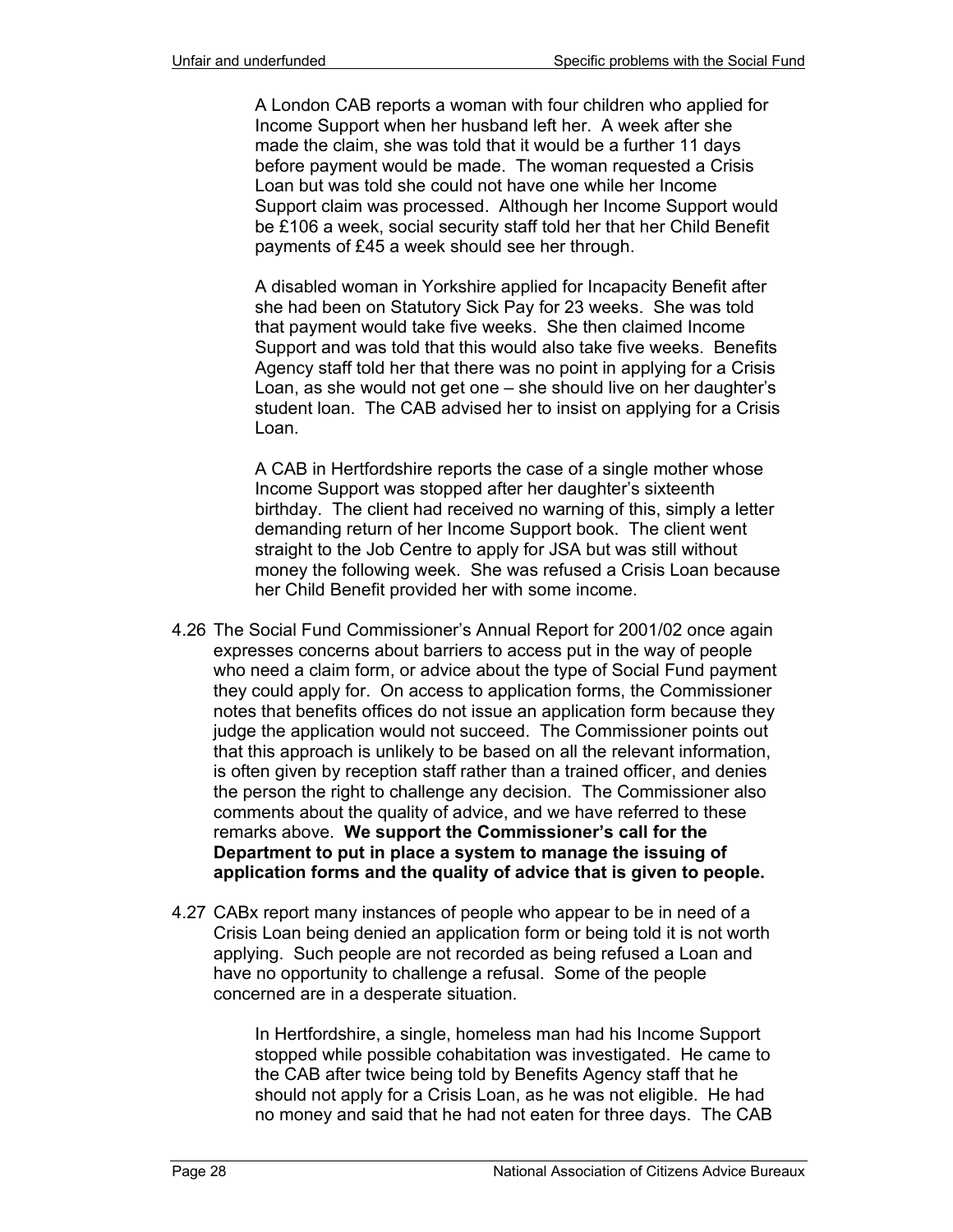> A London CAB reports a woman with four children who applied for Income Support when her husband left her. A week after she made the claim, she was told that it would be a further 11 days before payment would be made. The woman requested a Crisis Loan but was told she could not have one while her Income Support claim was processed. Although her Income Support would be £106 a week, social security staff told her that her Child Benefit payments of £45 a week should see her through.

> A disabled woman in Yorkshire applied for Incapacity Benefit after she had been on Statutory Sick Pay for 23 weeks. She was told that payment would take five weeks. She then claimed Income Support and was told that this would also take five weeks. Benefits Agency staff told her that there was no point in applying for a Crisis Loan, as she would not get one – she should live on her daughter's student loan. The CAB advised her to insist on applying for a Crisis Loan.

> A CAB in Hertfordshire reports the case of a single mother whose Income Support was stopped after her daughter's sixteenth birthday. The client had received no warning of this, simply a letter demanding return of her Income Support book. The client went straight to the Job Centre to apply for JSA but was still without money the following week. She was refused a Crisis Loan because her Child Benefit provided her with some income.

4.26 The Social Fund Commissioner's Annual Report for 2001/02 once again expresses concerns about barriers to access put in the way of people who need a claim form, or advice about the type of Social Fund payment they could apply for. On access to application forms, the Commissioner notes that benefits offices do not issue an application form because they judge the application would not succeed. The Commissioner points out that this approach is unlikely to be based on all the relevant information, is often given by reception staff rather than a trained officer, and denies the person the right to challenge any decision. The Commissioner also comments about the quality of advice, and we have referred to these remarks above. **We support the Commissioner's call for the Department to put in place a system to manage the issuing of application forms and the quality of advice that is given to people.**

4.27 CABx report many instances of people who appear to be in need of a Crisis Loan being denied an application form or being told it is not worth applying. Such people are not recorded as being refused a Loan and have no opportunity to challenge a refusal. Some of the people concerned are in a desperate situation.

> In Hertfordshire, a single, homeless man had his Income Support stopped while possible cohabitation was investigated. He came to the CAB after twice being told by Benefits Agency staff that he should not apply for a Crisis Loan, as he was not eligible. He had no money and said that he had not eaten for three days. The CAB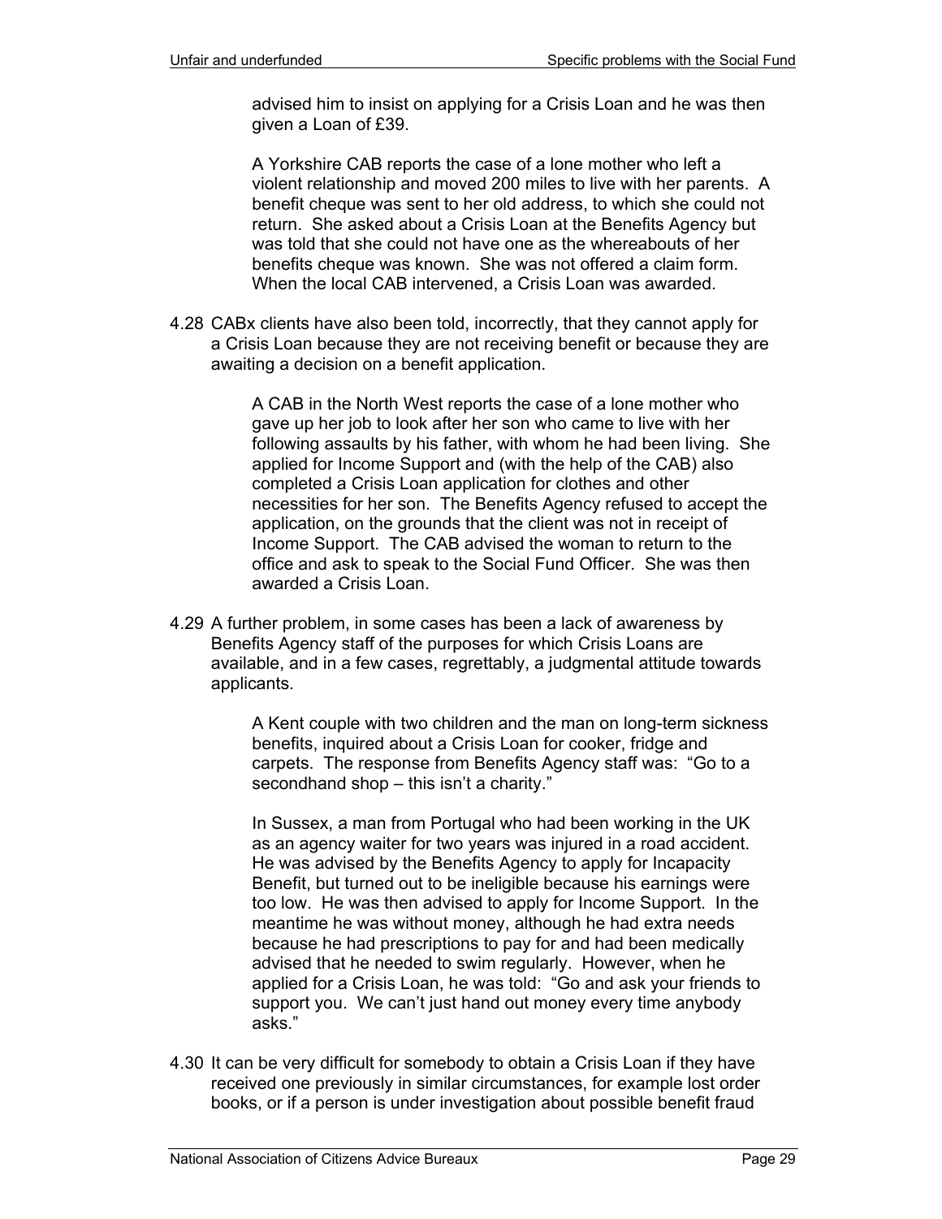advised him to insist on applying for a Crisis Loan and he was then given a Loan of £39.

> A Yorkshire CAB reports the case of a lone mother who left a violent relationship and moved 200 miles to live with her parents. A benefit cheque was sent to her old address, to which she could not return. She asked about a Crisis Loan at the Benefits Agency but was told that she could not have one as the whereabouts of her benefits cheque was known. She was not offered a claim form. When the local CAB intervened, a Crisis Loan was awarded.

4.28 CABx clients have also been told, incorrectly, that they cannot apply for a Crisis Loan because they are not receiving benefit or because they are awaiting a decision on a benefit application.

> A CAB in the North West reports the case of a lone mother who gave up her job to look after her son who came to live with her following assaults by his father, with whom he had been living. She applied for Income Support and (with the help of the CAB) also completed a Crisis Loan application for clothes and other necessities for her son. The Benefits Agency refused to accept the application, on the grounds that the client was not in receipt of Income Support. The CAB advised the woman to return to the office and ask to speak to the Social Fund Officer. She was then awarded a Crisis Loan.

4.29 A further problem, in some cases has been a lack of awareness by Benefits Agency staff of the purposes for which Crisis Loans are available, and in a few cases, regrettably, a judgmental attitude towards applicants.

> A Kent couple with two children and the man on long-term sickness benefits, inquired about a Crisis Loan for cooker, fridge and carpets. The response from Benefits Agency staff was: "Go to a secondhand shop – this isn't a charity."
>
> In Sussex, a man from Portugal who had been working in the UK as an agency waiter for two years was injured in a road accident. He was advised by the Benefits Agency to apply for Incapacity Benefit, but turned out to be ineligible because his earnings were too low. He was then advised to apply for Income Support. In the meantime he was without money, although he had extra needs because he had prescriptions to pay for and had been medically advised that he needed to swim regularly. However, when he applied for a Crisis Loan, he was told: "Go and ask your friends to support you. We can't just hand out money every time anybody asks."

4.30 It can be very difficult for somebody to obtain a Crisis Loan if they have received one previously in similar circumstances, for example lost order books, or if a person is under investigation about possible benefit fraud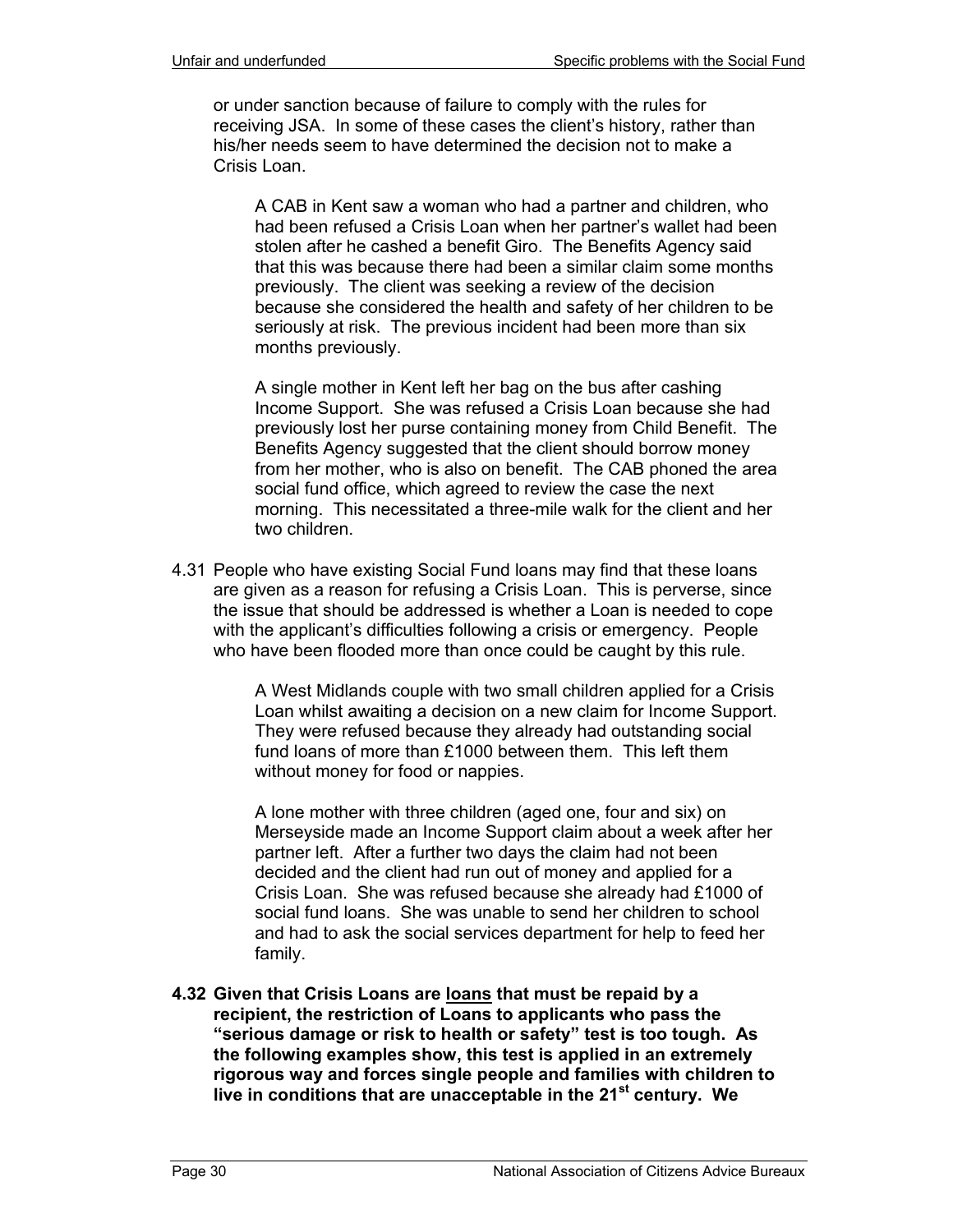or under sanction because of failure to comply with the rules for receiving JSA. In some of these cases the client's history, rather than his/her needs seem to have determined the decision not to make a Crisis Loan.

> A CAB in Kent saw a woman who had a partner and children, who had been refused a Crisis Loan when her partner's wallet had been stolen after he cashed a benefit Giro. The Benefits Agency said that this was because there had been a similar claim some months previously. The client was seeking a review of the decision because she considered the health and safety of her children to be seriously at risk. The previous incident had been more than six months previously.

> A single mother in Kent left her bag on the bus after cashing Income Support. She was refused a Crisis Loan because she had previously lost her purse containing money from Child Benefit. The Benefits Agency suggested that the client should borrow money from her mother, who is also on benefit. The CAB phoned the area social fund office, which agreed to review the case the next morning. This necessitated a three-mile walk for the client and her two children.

4.31 People who have existing Social Fund loans may find that these loans are given as a reason for refusing a Crisis Loan. This is perverse, since the issue that should be addressed is whether a Loan is needed to cope with the applicant's difficulties following a crisis or emergency. People who have been flooded more than once could be caught by this rule.

> A West Midlands couple with two small children applied for a Crisis Loan whilst awaiting a decision on a new claim for Income Support. They were refused because they already had outstanding social fund loans of more than £1000 between them. This left them without money for food or nappies.

> A lone mother with three children (aged one, four and six) on Merseyside made an Income Support claim about a week after her partner left. After a further two days the claim had not been decided and the client had run out of money and applied for a Crisis Loan. She was refused because she already had £1000 of social fund loans. She was unable to send her children to school and had to ask the social services department for help to feed her family.

**4.32 Given that Crisis Loans are <u>loans</u> that must be repaid by a recipient, the restriction of Loans to applicants who pass the "serious damage or risk to health or safety" test is too tough. As the following examples show, this test is applied in an extremely rigorous way and forces single people and families with children to live in conditions that are unacceptable in the 21st century. We**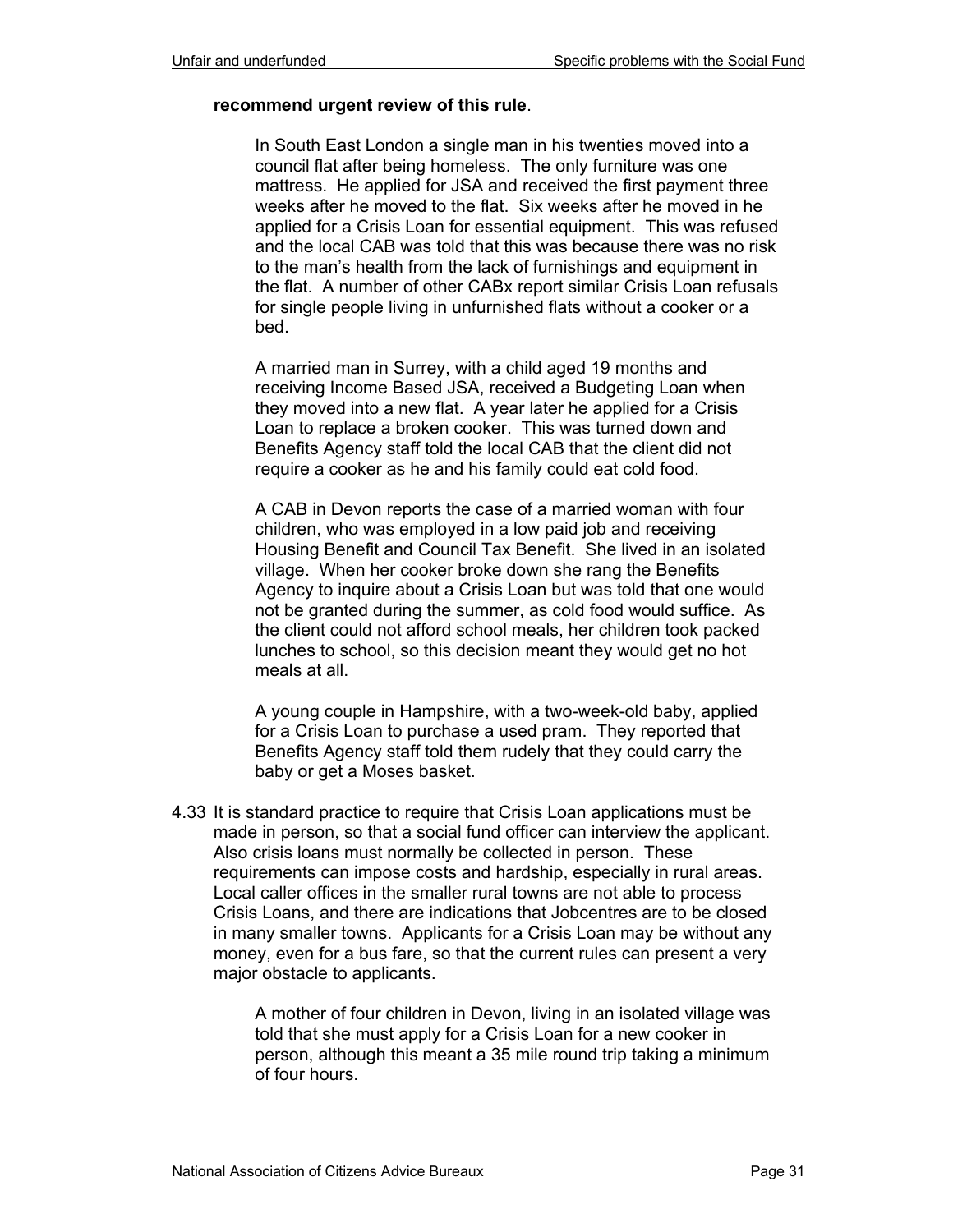**recommend urgent review of this rule**.

> In South East London a single man in his twenties moved into a council flat after being homeless. The only furniture was one mattress. He applied for JSA and received the first payment three weeks after he moved to the flat. Six weeks after he moved in he applied for a Crisis Loan for essential equipment. This was refused and the local CAB was told that this was because there was no risk to the man's health from the lack of furnishings and equipment in the flat. A number of other CABx report similar Crisis Loan refusals for single people living in unfurnished flats without a cooker or a bed.

> A married man in Surrey, with a child aged 19 months and receiving Income Based JSA, received a Budgeting Loan when they moved into a new flat. A year later he applied for a Crisis Loan to replace a broken cooker. This was turned down and Benefits Agency staff told the local CAB that the client did not require a cooker as he and his family could eat cold food.

> A CAB in Devon reports the case of a married woman with four children, who was employed in a low paid job and receiving Housing Benefit and Council Tax Benefit. She lived in an isolated village. When her cooker broke down she rang the Benefits Agency to inquire about a Crisis Loan but was told that one would not be granted during the summer, as cold food would suffice. As the client could not afford school meals, her children took packed lunches to school, so this decision meant they would get no hot meals at all.

> A young couple in Hampshire, with a two-week-old baby, applied for a Crisis Loan to purchase a used pram. They reported that Benefits Agency staff told them rudely that they could carry the baby or get a Moses basket.

4.33 It is standard practice to require that Crisis Loan applications must be made in person, so that a social fund officer can interview the applicant. Also crisis loans must normally be collected in person. These requirements can impose costs and hardship, especially in rural areas. Local caller offices in the smaller rural towns are not able to process Crisis Loans, and there are indications that Jobcentres are to be closed in many smaller towns. Applicants for a Crisis Loan may be without any money, even for a bus fare, so that the current rules can present a very major obstacle to applicants.

> A mother of four children in Devon, living in an isolated village was told that she must apply for a Crisis Loan for a new cooker in person, although this meant a 35 mile round trip taking a minimum of four hours.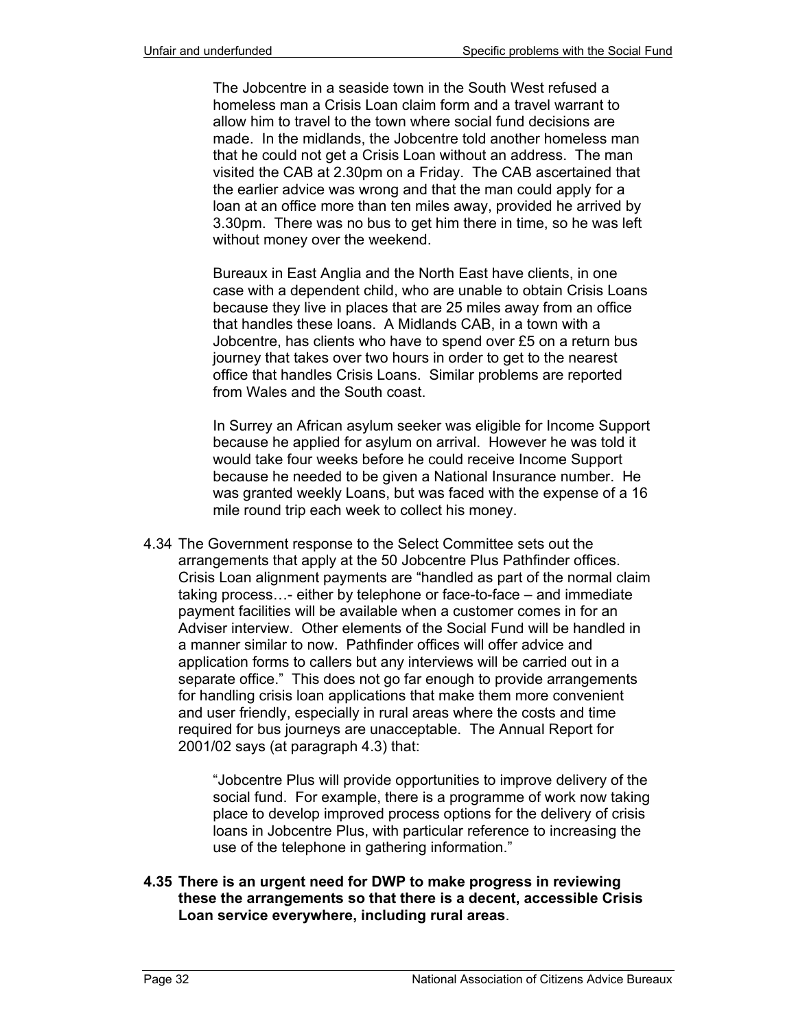The Jobcentre in a seaside town in the South West refused a homeless man a Crisis Loan claim form and a travel warrant to allow him to travel to the town where social fund decisions are made. In the midlands, the Jobcentre told another homeless man that he could not get a Crisis Loan without an address. The man visited the CAB at 2.30pm on a Friday. The CAB ascertained that the earlier advice was wrong and that the man could apply for a loan at an office more than ten miles away, provided he arrived by 3.30pm. There was no bus to get him there in time, so he was left without money over the weekend.

Bureaux in East Anglia and the North East have clients, in one case with a dependent child, who are unable to obtain Crisis Loans because they live in places that are 25 miles away from an office that handles these loans. A Midlands CAB, in a town with a Jobcentre, has clients who have to spend over £5 on a return bus journey that takes over two hours in order to get to the nearest office that handles Crisis Loans. Similar problems are reported from Wales and the South coast.

In Surrey an African asylum seeker was eligible for Income Support because he applied for asylum on arrival. However he was told it would take four weeks before he could receive Income Support because he needed to be given a National Insurance number. He was granted weekly Loans, but was faced with the expense of a 16 mile round trip each week to collect his money.

4.34 The Government response to the Select Committee sets out the arrangements that apply at the 50 Jobcentre Plus Pathfinder offices. Crisis Loan alignment payments are "handled as part of the normal claim taking process…- either by telephone or face-to-face – and immediate payment facilities will be available when a customer comes in for an Adviser interview. Other elements of the Social Fund will be handled in a manner similar to now. Pathfinder offices will offer advice and application forms to callers but any interviews will be carried out in a separate office." This does not go far enough to provide arrangements for handling crisis loan applications that make them more convenient and user friendly, especially in rural areas where the costs and time required for bus journeys are unacceptable. The Annual Report for 2001/02 says (at paragraph 4.3) that:

> "Jobcentre Plus will provide opportunities to improve delivery of the social fund. For example, there is a programme of work now taking place to develop improved process options for the delivery of crisis loans in Jobcentre Plus, with particular reference to increasing the use of the telephone in gathering information."

**4.35 There is an urgent need for DWP to make progress in reviewing these the arrangements so that there is a decent, accessible Crisis Loan service everywhere, including rural areas**.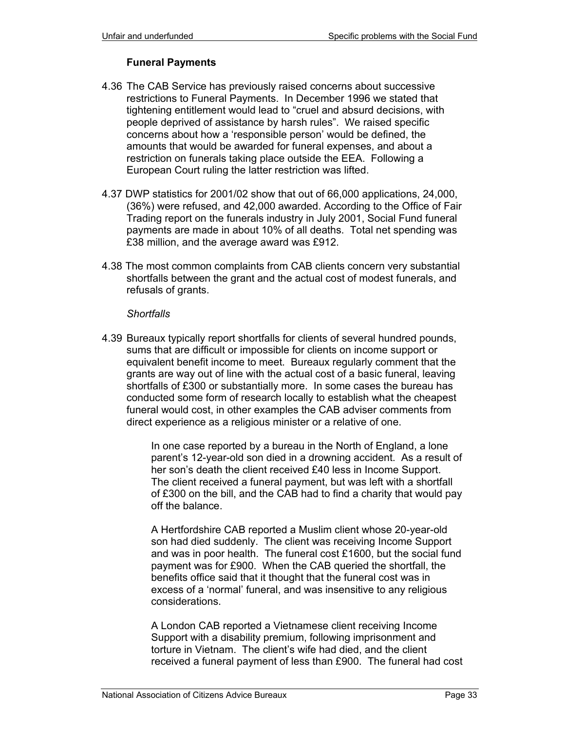### Funeral Payments

4.36 The CAB Service has previously raised concerns about successive restrictions to Funeral Payments. In December 1996 we stated that tightening entitlement would lead to "cruel and absurd decisions, with people deprived of assistance by harsh rules". We raised specific concerns about how a 'responsible person' would be defined, the amounts that would be awarded for funeral expenses, and about a restriction on funerals taking place outside the EEA. Following a European Court ruling the latter restriction was lifted.

4.37 DWP statistics for 2001/02 show that out of 66,000 applications, 24,000, (36%) were refused, and 42,000 awarded. According to the Office of Fair Trading report on the funerals industry in July 2001, Social Fund funeral payments are made in about 10% of all deaths. Total net spending was £38 million, and the average award was £912.

4.38 The most common complaints from CAB clients concern very substantial shortfalls between the grant and the actual cost of modest funerals, and refusals of grants.

*Shortfalls*

4.39 Bureaux typically report shortfalls for clients of several hundred pounds, sums that are difficult or impossible for clients on income support or equivalent benefit income to meet. Bureaux regularly comment that the grants are way out of line with the actual cost of a basic funeral, leaving shortfalls of £300 or substantially more. In some cases the bureau has conducted some form of research locally to establish what the cheapest funeral would cost, in other examples the CAB adviser comments from direct experience as a religious minister or a relative of one.

> In one case reported by a bureau in the North of England, a lone parent's 12-year-old son died in a drowning accident. As a result of her son's death the client received £40 less in Income Support. The client received a funeral payment, but was left with a shortfall of £300 on the bill, and the CAB had to find a charity that would pay off the balance.
>
> A Hertfordshire CAB reported a Muslim client whose 20-year-old son had died suddenly. The client was receiving Income Support and was in poor health. The funeral cost £1600, but the social fund payment was for £900. When the CAB queried the shortfall, the benefits office said that it thought that the funeral cost was in excess of a 'normal' funeral, and was insensitive to any religious considerations.
>
> A London CAB reported a Vietnamese client receiving Income Support with a disability premium, following imprisonment and torture in Vietnam. The client's wife had died, and the client received a funeral payment of less than £900. The funeral had cost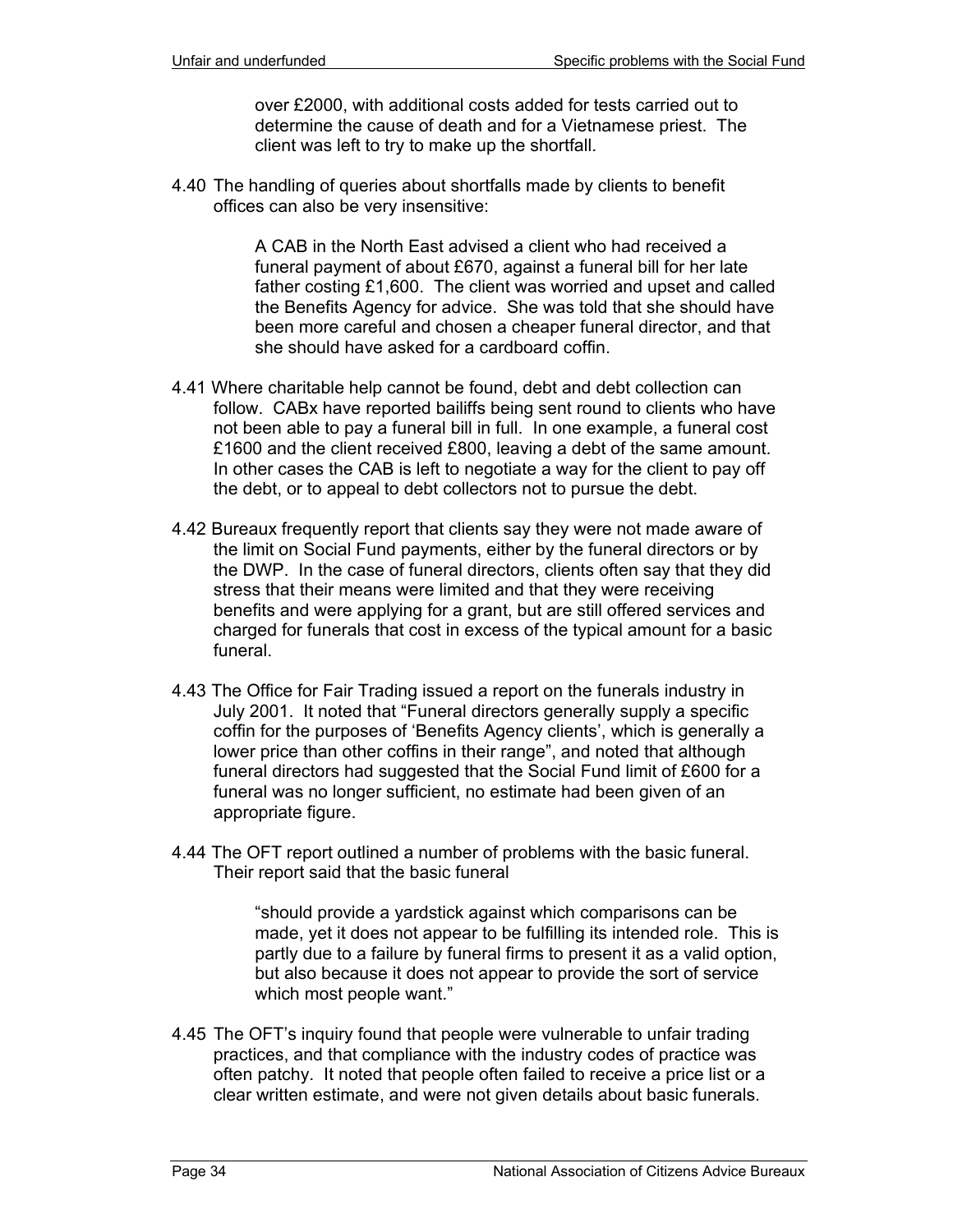over £2000, with additional costs added for tests carried out to determine the cause of death and for a Vietnamese priest. The client was left to try to make up the shortfall.

4.40 The handling of queries about shortfalls made by clients to benefit offices can also be very insensitive:

> A CAB in the North East advised a client who had received a funeral payment of about £670, against a funeral bill for her late father costing £1,600. The client was worried and upset and called the Benefits Agency for advice. She was told that she should have been more careful and chosen a cheaper funeral director, and that she should have asked for a cardboard coffin.

4.41 Where charitable help cannot be found, debt and debt collection can follow. CABx have reported bailiffs being sent round to clients who have not been able to pay a funeral bill in full. In one example, a funeral cost £1600 and the client received £800, leaving a debt of the same amount. In other cases the CAB is left to negotiate a way for the client to pay off the debt, or to appeal to debt collectors not to pursue the debt.

4.42 Bureaux frequently report that clients say they were not made aware of the limit on Social Fund payments, either by the funeral directors or by the DWP. In the case of funeral directors, clients often say that they did stress that their means were limited and that they were receiving benefits and were applying for a grant, but are still offered services and charged for funerals that cost in excess of the typical amount for a basic funeral.

4.43 The Office for Fair Trading issued a report on the funerals industry in July 2001. It noted that "Funeral directors generally supply a specific coffin for the purposes of 'Benefits Agency clients', which is generally a lower price than other coffins in their range", and noted that although funeral directors had suggested that the Social Fund limit of £600 for a funeral was no longer sufficient, no estimate had been given of an appropriate figure.

4.44 The OFT report outlined a number of problems with the basic funeral. Their report said that the basic funeral

> "should provide a yardstick against which comparisons can be made, yet it does not appear to be fulfilling its intended role. This is partly due to a failure by funeral firms to present it as a valid option, but also because it does not appear to provide the sort of service which most people want."

4.45 The OFT's inquiry found that people were vulnerable to unfair trading practices, and that compliance with the industry codes of practice was often patchy. It noted that people often failed to receive a price list or a clear written estimate, and were not given details about basic funerals.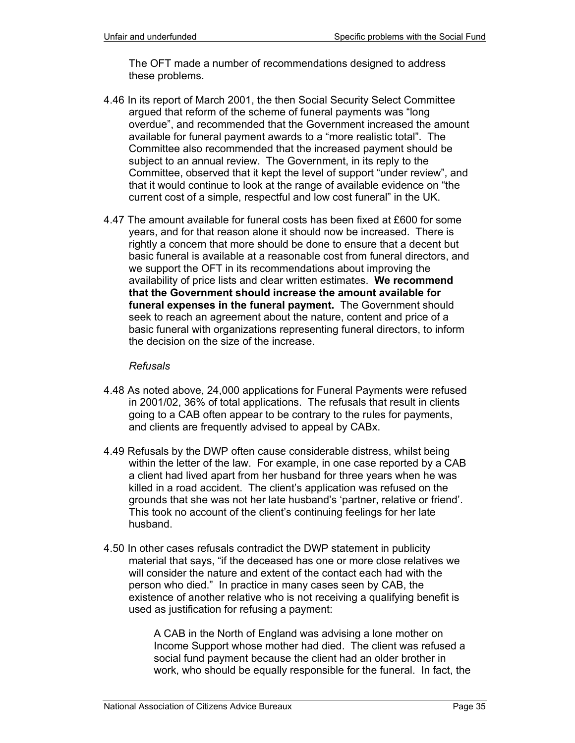The OFT made a number of recommendations designed to address these problems.

4.46 In its report of March 2001, the then Social Security Select Committee argued that reform of the scheme of funeral payments was "long overdue", and recommended that the Government increased the amount available for funeral payment awards to a "more realistic total". The Committee also recommended that the increased payment should be subject to an annual review. The Government, in its reply to the Committee, observed that it kept the level of support "under review", and that it would continue to look at the range of available evidence on "the current cost of a simple, respectful and low cost funeral" in the UK.

4.47 The amount available for funeral costs has been fixed at £600 for some years, and for that reason alone it should now be increased. There is rightly a concern that more should be done to ensure that a decent but basic funeral is available at a reasonable cost from funeral directors, and we support the OFT in its recommendations about improving the availability of price lists and clear written estimates. **We recommend that the Government should increase the amount available for funeral expenses in the funeral payment.** The Government should seek to reach an agreement about the nature, content and price of a basic funeral with organizations representing funeral directors, to inform the decision on the size of the increase.

*Refusals*

4.48 As noted above, 24,000 applications for Funeral Payments were refused in 2001/02, 36% of total applications. The refusals that result in clients going to a CAB often appear to be contrary to the rules for payments, and clients are frequently advised to appeal by CABx.

4.49 Refusals by the DWP often cause considerable distress, whilst being within the letter of the law. For example, in one case reported by a CAB a client had lived apart from her husband for three years when he was killed in a road accident. The client's application was refused on the grounds that she was not her late husband's 'partner, relative or friend'. This took no account of the client's continuing feelings for her late husband.

4.50 In other cases refusals contradict the DWP statement in publicity material that says, "if the deceased has one or more close relatives we will consider the nature and extent of the contact each had with the person who died." In practice in many cases seen by CAB, the existence of another relative who is not receiving a qualifying benefit is used as justification for refusing a payment:

> A CAB in the North of England was advising a lone mother on Income Support whose mother had died. The client was refused a social fund payment because the client had an older brother in work, who should be equally responsible for the funeral. In fact, the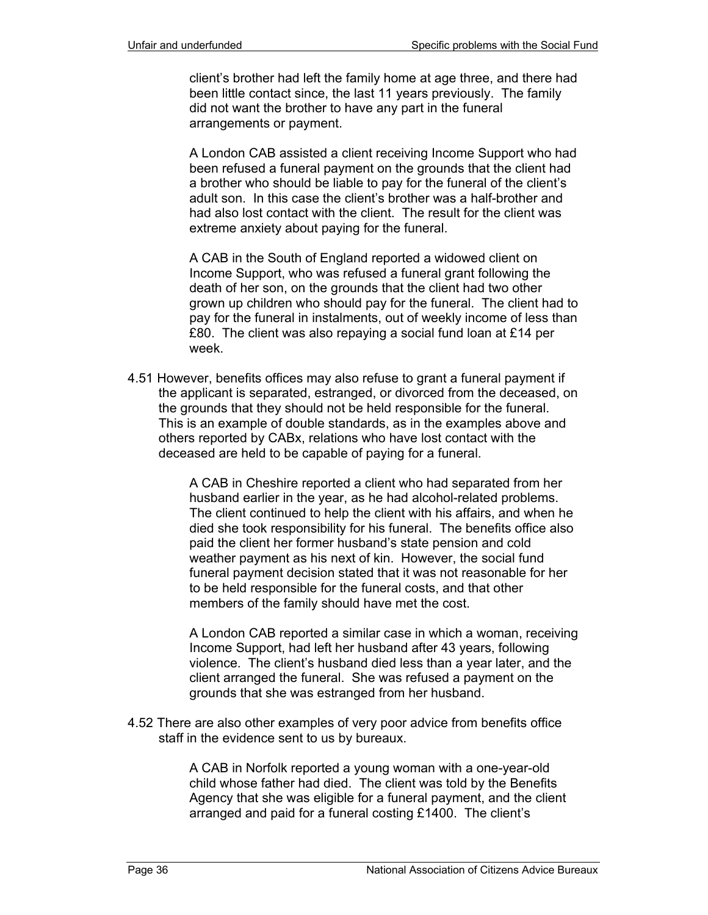client's brother had left the family home at age three, and there had been little contact since, the last 11 years previously. The family did not want the brother to have any part in the funeral arrangements or payment.

> A London CAB assisted a client receiving Income Support who had been refused a funeral payment on the grounds that the client had a brother who should be liable to pay for the funeral of the client's adult son. In this case the client's brother was a half-brother and had also lost contact with the client. The result for the client was extreme anxiety about paying for the funeral.

> A CAB in the South of England reported a widowed client on Income Support, who was refused a funeral grant following the death of her son, on the grounds that the client had two other grown up children who should pay for the funeral. The client had to pay for the funeral in instalments, out of weekly income of less than £80. The client was also repaying a social fund loan at £14 per week.

4.51 However, benefits offices may also refuse to grant a funeral payment if the applicant is separated, estranged, or divorced from the deceased, on the grounds that they should not be held responsible for the funeral. This is an example of double standards, as in the examples above and others reported by CABx, relations who have lost contact with the deceased are held to be capable of paying for a funeral.

> A CAB in Cheshire reported a client who had separated from her husband earlier in the year, as he had alcohol-related problems. The client continued to help the client with his affairs, and when he died she took responsibility for his funeral. The benefits office also paid the client her former husband's state pension and cold weather payment as his next of kin. However, the social fund funeral payment decision stated that it was not reasonable for her to be held responsible for the funeral costs, and that other members of the family should have met the cost.

> A London CAB reported a similar case in which a woman, receiving Income Support, had left her husband after 43 years, following violence. The client's husband died less than a year later, and the client arranged the funeral. She was refused a payment on the grounds that she was estranged from her husband.

4.52 There are also other examples of very poor advice from benefits office staff in the evidence sent to us by bureaux.

> A CAB in Norfolk reported a young woman with a one-year-old child whose father had died. The client was told by the Benefits Agency that she was eligible for a funeral payment, and the client arranged and paid for a funeral costing £1400. The client's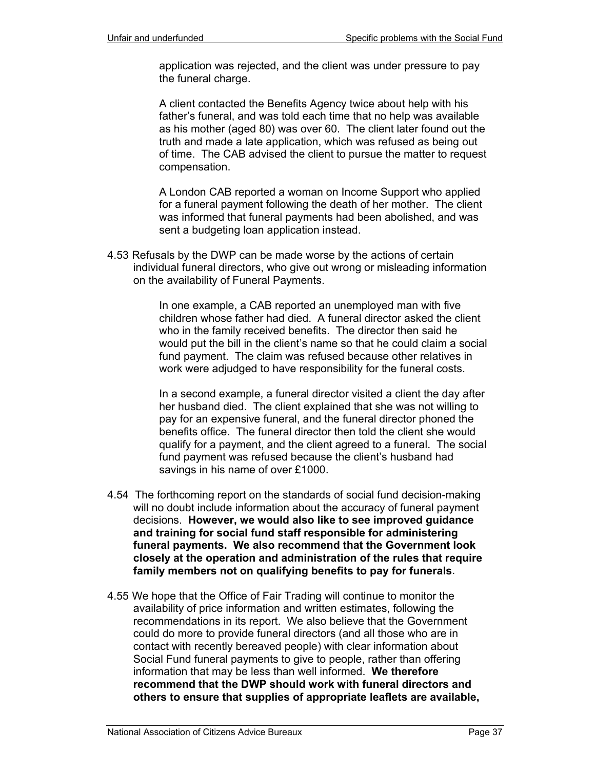application was rejected, and the client was under pressure to pay the funeral charge.

A client contacted the Benefits Agency twice about help with his father's funeral, and was told each time that no help was available as his mother (aged 80) was over 60. The client later found out the truth and made a late application, which was refused as being out of time. The CAB advised the client to pursue the matter to request compensation.

A London CAB reported a woman on Income Support who applied for a funeral payment following the death of her mother. The client was informed that funeral payments had been abolished, and was sent a budgeting loan application instead.

4.53 Refusals by the DWP can be made worse by the actions of certain individual funeral directors, who give out wrong or misleading information on the availability of Funeral Payments.

In one example, a CAB reported an unemployed man with five children whose father had died. A funeral director asked the client who in the family received benefits. The director then said he would put the bill in the client's name so that he could claim a social fund payment. The claim was refused because other relatives in work were adjudged to have responsibility for the funeral costs.

In a second example, a funeral director visited a client the day after her husband died. The client explained that she was not willing to pay for an expensive funeral, and the funeral director phoned the benefits office. The funeral director then told the client she would qualify for a payment, and the client agreed to a funeral. The social fund payment was refused because the client's husband had savings in his name of over £1000.

4.54 The forthcoming report on the standards of social fund decision-making will no doubt include information about the accuracy of funeral payment decisions. **However, we would also like to see improved guidance and training for social fund staff responsible for administering funeral payments. We also recommend that the Government look closely at the operation and administration of the rules that require family members not on qualifying benefits to pay for funerals**.

4.55 We hope that the Office of Fair Trading will continue to monitor the availability of price information and written estimates, following the recommendations in its report. We also believe that the Government could do more to provide funeral directors (and all those who are in contact with recently bereaved people) with clear information about Social Fund funeral payments to give to people, rather than offering information that may be less than well informed. **We therefore recommend that the DWP should work with funeral directors and others to ensure that supplies of appropriate leaflets are available,**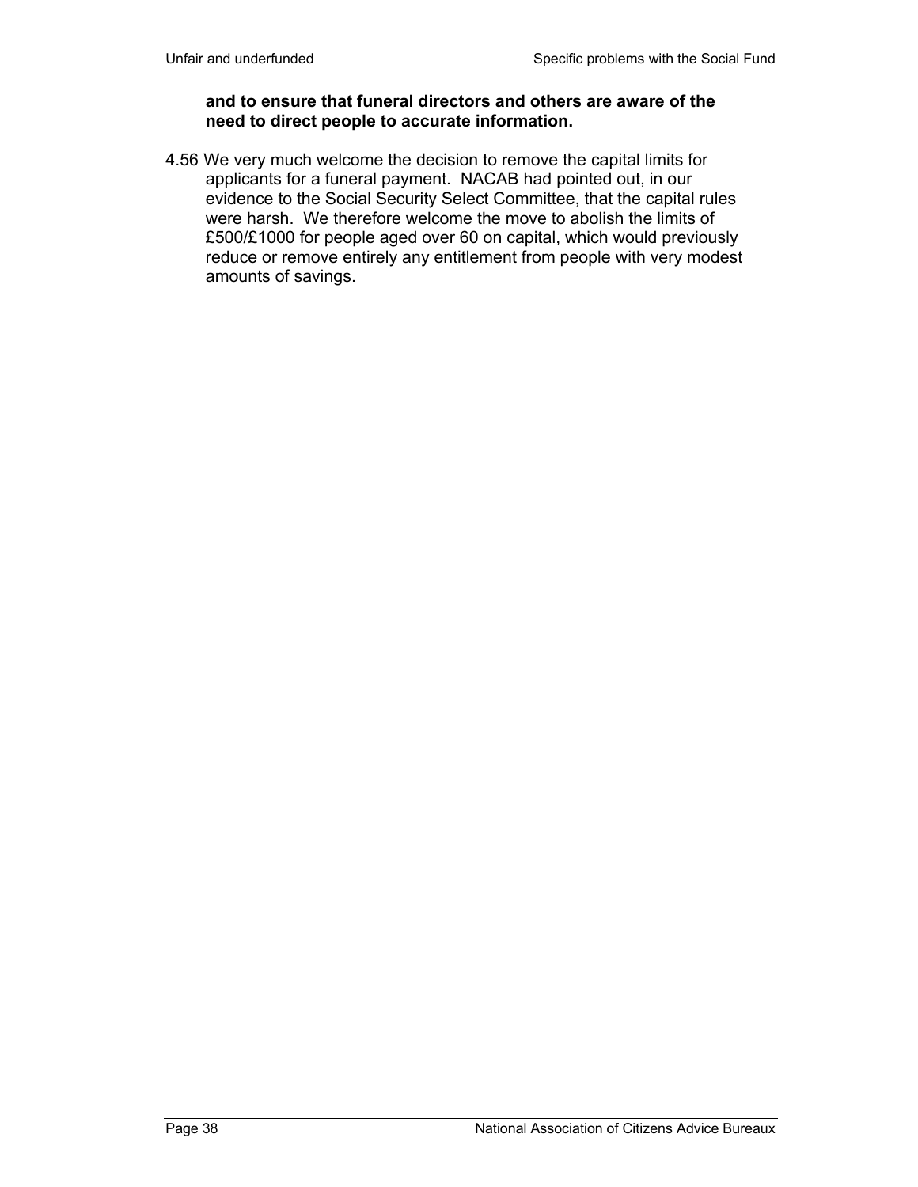**and to ensure that funeral directors and others are aware of the need to direct people to accurate information.**

4.56 We very much welcome the decision to remove the capital limits for applicants for a funeral payment. NACAB had pointed out, in our evidence to the Social Security Select Committee, that the capital rules were harsh. We therefore welcome the move to abolish the limits of £500/£1000 for people aged over 60 on capital, which would previously reduce or remove entirely any entitlement from people with very modest amounts of savings.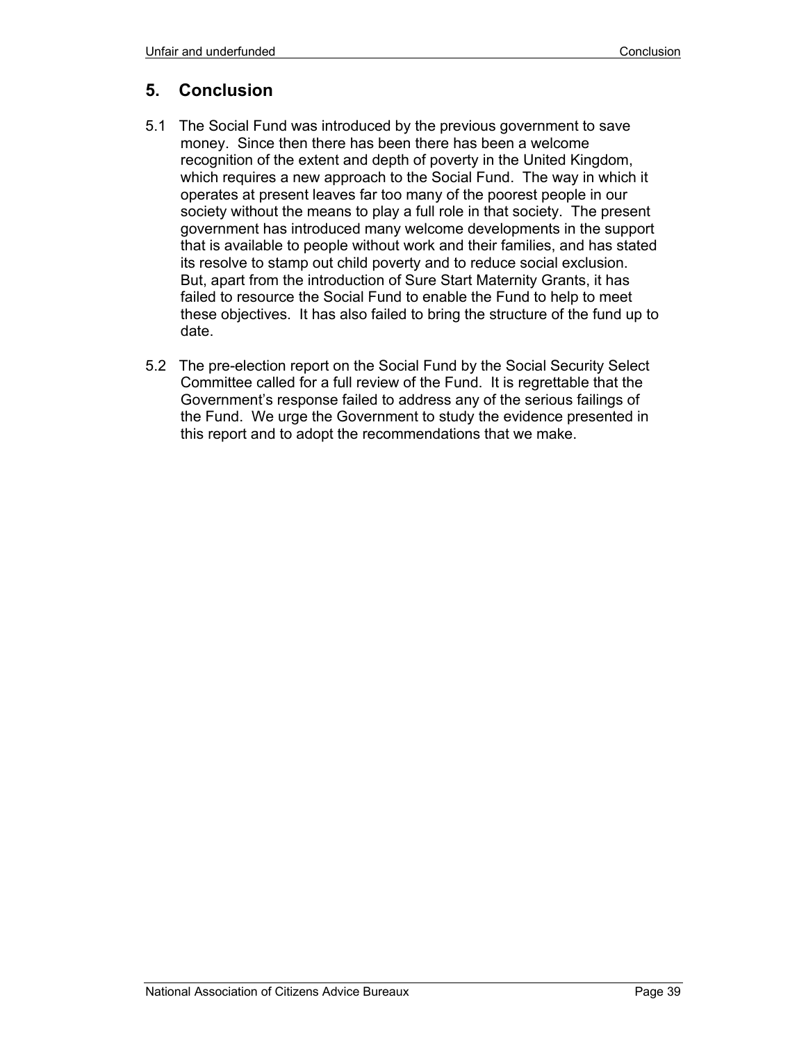## 5. Conclusion

5.1 The Social Fund was introduced by the previous government to save money. Since then there has been there has been a welcome recognition of the extent and depth of poverty in the United Kingdom, which requires a new approach to the Social Fund. The way in which it operates at present leaves far too many of the poorest people in our society without the means to play a full role in that society. The present government has introduced many welcome developments in the support that is available to people without work and their families, and has stated its resolve to stamp out child poverty and to reduce social exclusion. But, apart from the introduction of Sure Start Maternity Grants, it has failed to resource the Social Fund to enable the Fund to help to meet these objectives. It has also failed to bring the structure of the fund up to date.

5.2 The pre-election report on the Social Fund by the Social Security Select Committee called for a full review of the Fund. It is regrettable that the Government's response failed to address any of the serious failings of the Fund. We urge the Government to study the evidence presented in this report and to adopt the recommendations that we make.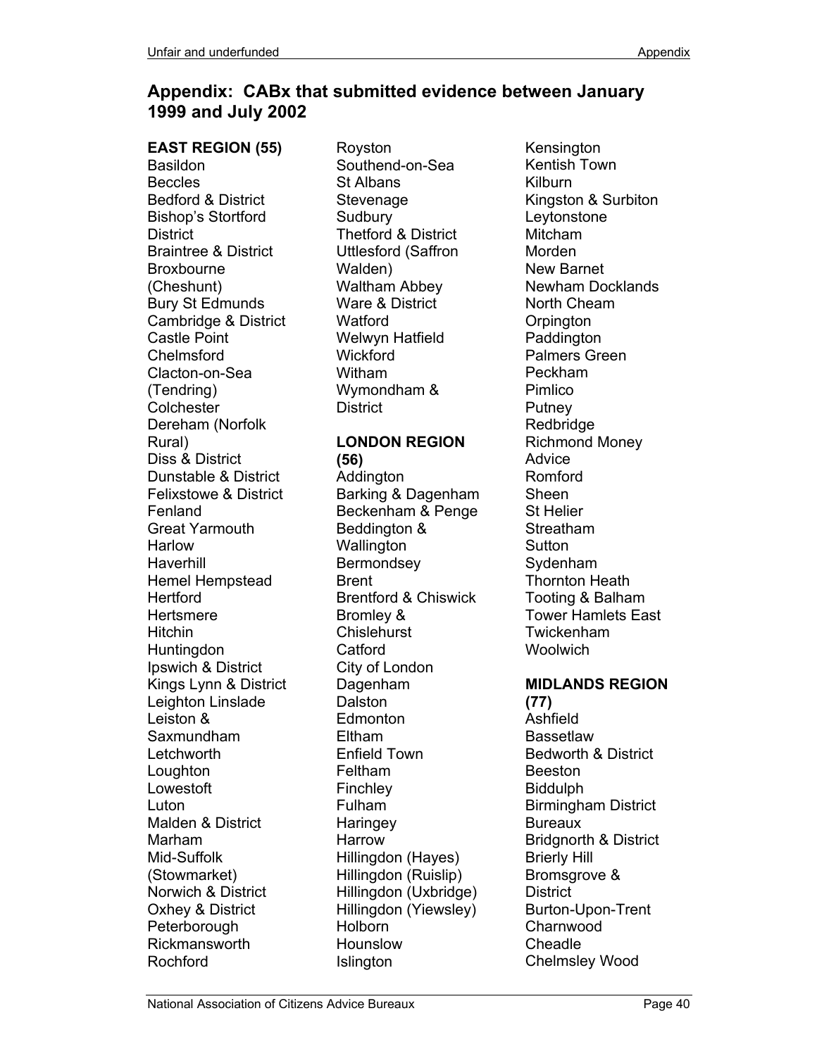## Appendix: CABx that submitted evidence between January 1999 and July 2002

**EAST REGION (55)**

Basildon
Beccles
Bedford & District
Bishop's Stortford District
Braintree & District
Broxbourne (Cheshunt)
Bury St Edmunds
Cambridge & District
Castle Point
Chelmsford
Clacton-on-Sea (Tendring)
Colchester
Dereham (Norfolk Rural)
Diss & District
Dunstable & District
Felixstowe & District
Fenland
Great Yarmouth
Harlow
Haverhill
Hemel Hempstead
Hertford
Hertsmere
Hitchin
Huntingdon
Ipswich & District
Kings Lynn & District
Leighton Linslade
Leiston & Saxmundham
Letchworth
Loughton
Lowestoft
Luton
Malden & District
Marham
Mid-Suffolk (Stowmarket)
Norwich & District
Oxhey & District
Peterborough
Rickmansworth
Rochford
Royston
Southend-on-Sea
St Albans
Stevenage
Sudbury
Thetford & District
Uttlesford (Saffron Walden)
Waltham Abbey
Ware & District
Watford
Welwyn Hatfield
Wickford
Witham
Wymondham & District

**LONDON REGION (56)**

Addington
Barking & Dagenham
Beckenham & Penge
Beddington & Wallington
Bermondsey
Brent
Brentford & Chiswick
Bromley & Chislehurst
Catford
City of London
Dagenham
Dalston
Edmonton
Eltham
Enfield Town
Feltham
Finchley
Fulham
Haringey
Harrow
Hillingdon (Hayes)
Hillingdon (Ruislip)
Hillingdon (Uxbridge)
Hillingdon (Yiewsley)
Holborn
Hounslow
Islington
Kensington
Kentish Town
Kilburn
Kingston & Surbiton
Leytonstone
Mitcham
Morden
New Barnet
Newham Docklands
North Cheam
Orpington
Paddington
Palmers Green
Peckham
Pimlico
Putney
Redbridge
Richmond Money Advice
Romford
Sheen
St Helier
Streatham
Sutton
Sydenham
Thornton Heath
Tooting & Balham
Tower Hamlets East
Twickenham
Woolwich

**MIDLANDS REGION (77)**

Ashfield
Bassetlaw
Bedworth & District
Beeston
Biddulph
Birmingham District Bureaux
Bridgnorth & District
Brierly Hill
Bromsgrove & District
Burton-Upon-Trent
Charnwood
Cheadle
Chelmsley Wood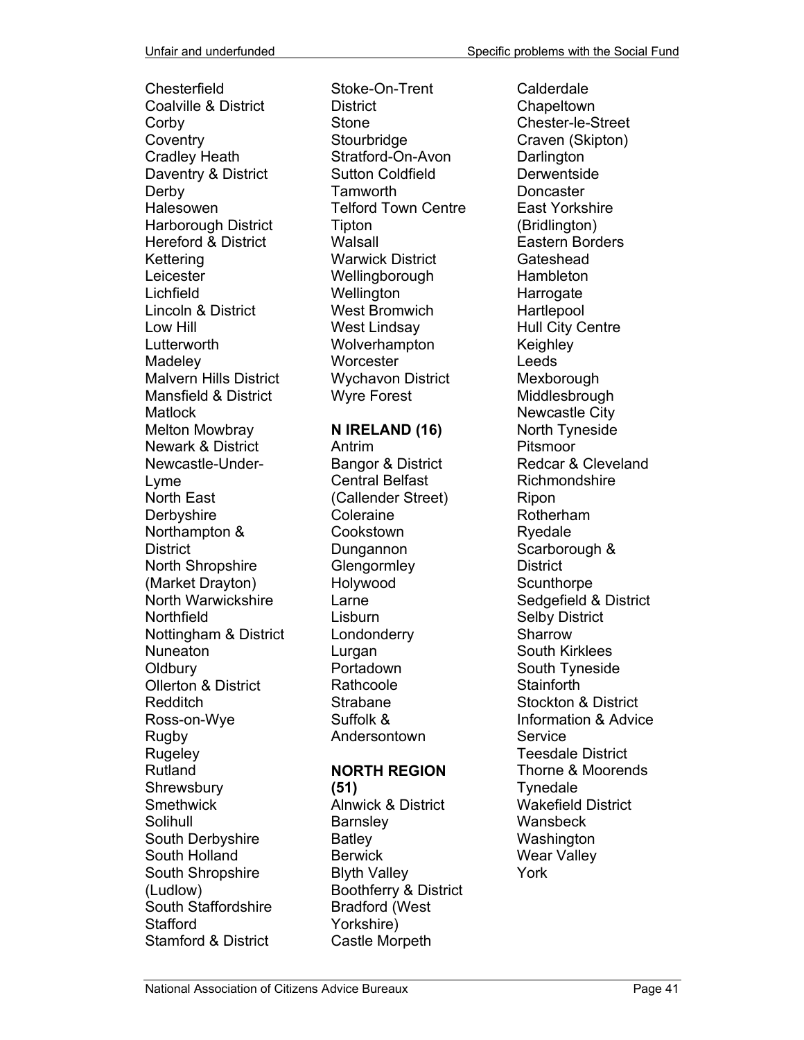Chesterfield
Coalville & District
Corby
Coventry
Cradley Heath
Daventry & District
Derby
Halesowen
Harborough District
Hereford & District
Kettering
Leicester
Lichfield
Lincoln & District
Low Hill
Lutterworth
Madeley
Malvern Hills District
Mansfield & District
Matlock
Melton Mowbray
Newark & District
Newcastle-Under-Lyme
North East Derbyshire
Northampton & District
North Shropshire (Market Drayton)
North Warwickshire
Northfield
Nottingham & District
Nuneaton
Oldbury
Ollerton & District
Redditch
Ross-on-Wye
Rugby
Rugeley
Rutland
Shrewsbury
Smethwick
Solihull
South Derbyshire
South Holland
South Shropshire (Ludlow)
South Staffordshire
Stafford
Stamford & District
Stoke-On-Trent District
Stone
Stourbridge
Stratford-On-Avon
Sutton Coldfield
Tamworth
Telford Town Centre
Tipton
Walsall
Warwick District
Wellingborough
Wellington
West Bromwich
West Lindsay
Wolverhampton
Worcester
Wychavon District
Wyre Forest

**N IRELAND (16)**

Antrim
Bangor & District
Central Belfast (Callender Street)
Coleraine
Cookstown
Dungannon
Glengormley
Holywood
Larne
Lisburn
Londonderry
Lurgan
Portadown
Rathcoole
Strabane
Suffolk & Andersontown

**NORTH REGION (51)**

Alnwick & District
Barnsley
Batley
Berwick
Blyth Valley
Boothferry & District
Bradford (West Yorkshire)
Castle Morpeth
Calderdale
Chapeltown
Chester-le-Street
Craven (Skipton)
Darlington
Derwentside
Doncaster
East Yorkshire (Bridlington)
Eastern Borders
Gateshead
Hambleton
Harrogate
Hartlepool
Hull City Centre
Keighley
Leeds
Mexborough
Middlesbrough
Newcastle City
North Tyneside
Pitsmoor
Redcar & Cleveland
Richmondshire
Ripon
Rotherham
Ryedale
Scarborough & District
Scunthorpe
Sedgefield & District
Selby District
Sharrow
South Kirklees
South Tyneside
Stainforth
Stockton & District Information & Advice Service
Teesdale District
Thorne & Moorends
Tynedale
Wakefield District
Wansbeck
Washington
Wear Valley
York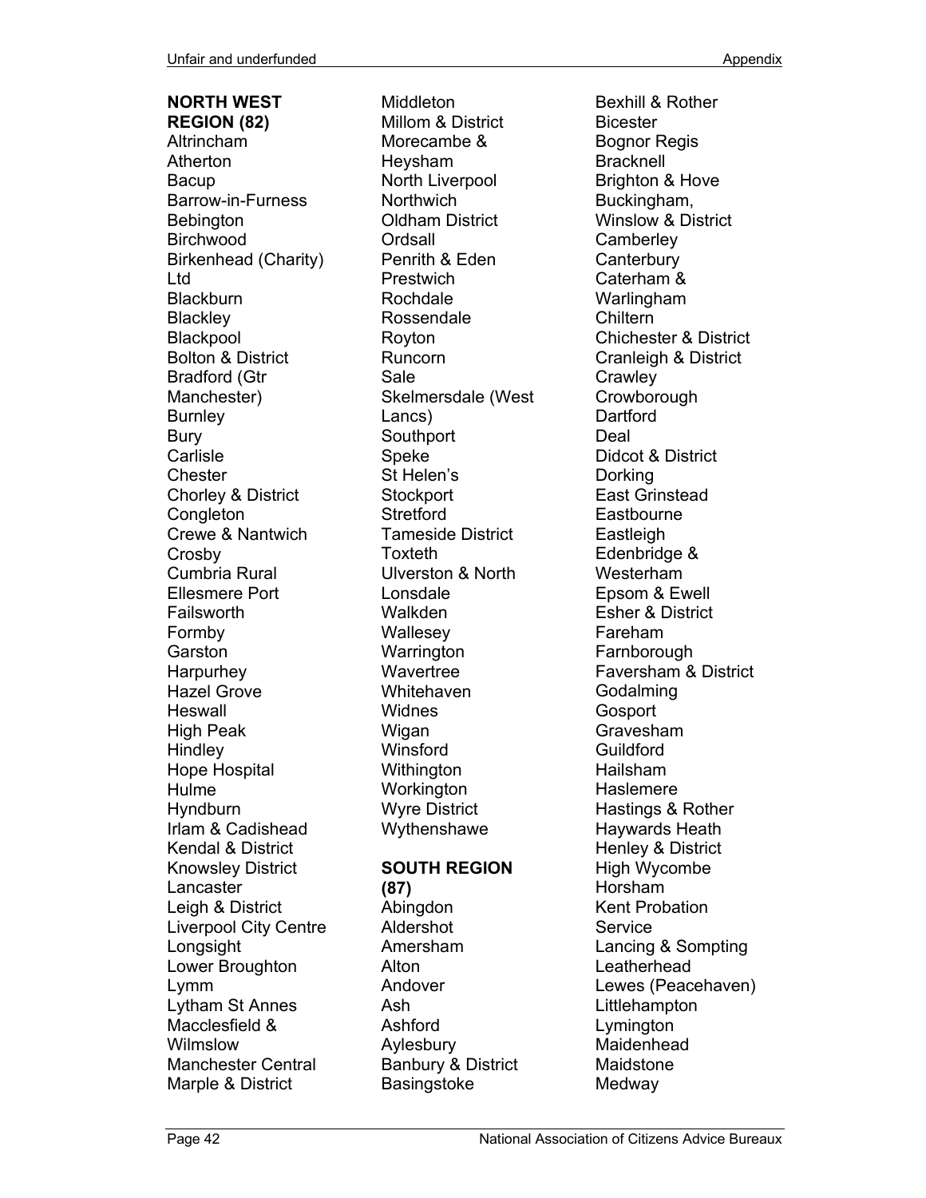**NORTH WEST REGION (82)**

Altrincham
Atherton
Bacup
Barrow-in-Furness
Bebington
Birchwood
Birkenhead (Charity) Ltd
Blackburn
Blackley
Blackpool
Bolton & District
Bradford (Gtr Manchester)
Burnley
Bury
Carlisle
Chester
Chorley & District
Congleton
Crewe & Nantwich
Crosby
Cumbria Rural
Ellesmere Port
Failsworth
Formby
Garston
Harpurhey
Hazel Grove
Heswall
High Peak
Hindley
Hope Hospital
Hulme
Hyndburn
Irlam & Cadishead
Kendal & District
Knowsley District
Lancaster
Leigh & District
Liverpool City Centre
Longsight
Lower Broughton
Lymm
Lytham St Annes
Macclesfield & Wilmslow
Manchester Central
Marple & District
Middleton
Millom & District
Morecambe & Heysham
North Liverpool
Northwich
Oldham District
Ordsall
Penrith & Eden
Prestwich
Rochdale
Rossendale
Royton
Runcorn
Sale
Skelmersdale (West Lancs)
Southport
Speke
St Helen's
Stockport
Stretford
Tameside District
Toxteth
Ulverston & North Lonsdale
Walkden
Wallesey
Warrington
Wavertree
Whitehaven
Widnes
Wigan
Winsford
Withington
Workington
Wyre District
Wythenshawe

**SOUTH REGION (87)**

Abingdon
Aldershot
Amersham
Alton
Andover
Ash
Ashford
Aylesbury
Banbury & District
Basingstoke
Bexhill & Rother
Bicester
Bognor Regis
Bracknell
Brighton & Hove
Buckingham, Winslow & District
Camberley
Canterbury
Caterham & Warlingham
Chiltern
Chichester & District
Cranleigh & District
Crawley
Crowborough
Dartford
Deal
Didcot & District
Dorking
East Grinstead
Eastbourne
Eastleigh
Edenbridge & Westerham
Epsom & Ewell
Esher & District
Fareham
Farnborough
Faversham & District
Godalming
Gosport
Gravesham
Guildford
Hailsham
Haslemere
Hastings & Rother
Haywards Heath
Henley & District
High Wycombe
Horsham
Kent Probation Service
Lancing & Sompting
Leatherhead
Lewes (Peacehaven)
Littlehampton
Lymington
Maidenhead
Maidstone
Medway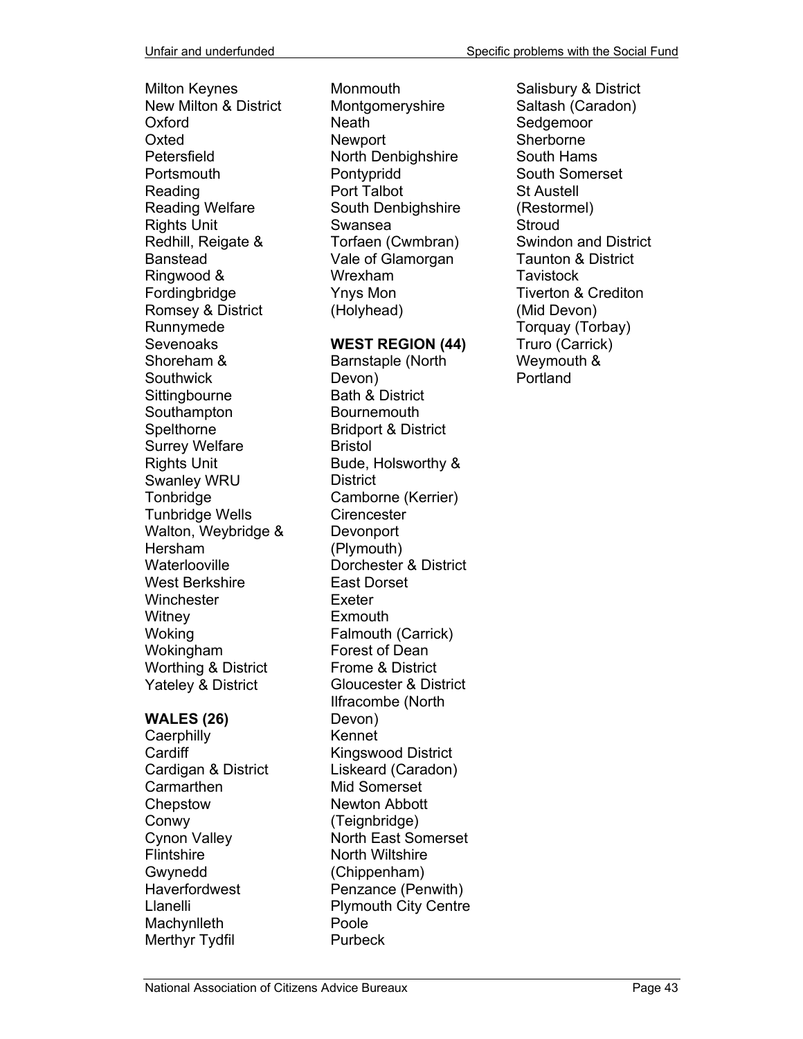Milton Keynes
New Milton & District
Oxford
Oxted
Petersfield
Portsmouth
Reading
Reading Welfare Rights Unit
Redhill, Reigate & Banstead
Ringwood & Fordingbridge
Romsey & District
Runnymede
Sevenoaks
Shoreham & Southwick
Sittingbourne
Southampton
Spelthorne
Surrey Welfare Rights Unit
Swanley WRU
Tonbridge
Tunbridge Wells
Walton, Weybridge & Hersham
Waterlooville
West Berkshire
Winchester
Witney
Woking
Wokingham
Worthing & District
Yateley & District

**WALES (26)**

Caerphilly
Cardiff
Cardigan & District
Carmarthen
Chepstow
Conwy
Cynon Valley
Flintshire
Gwynedd
Haverfordwest
Llanelli
Machynlleth
Merthyr Tydfil
Monmouth
Montgomeryshire
Neath
Newport
North Denbighshire
Pontypridd
Port Talbot
South Denbighshire
Swansea
Torfaen (Cwmbran)
Vale of Glamorgan
Wrexham
Ynys Mon (Holyhead)

**WEST REGION (44)**

Barnstaple (North Devon)
Bath & District
Bournemouth
Bridport & District
Bristol
Bude, Holsworthy & District
Camborne (Kerrier)
Cirencester
Devonport (Plymouth)
Dorchester & District
East Dorset
Exeter
Exmouth
Falmouth (Carrick)
Forest of Dean
Frome & District
Gloucester & District
Ilfracombe (North Devon)
Kennet
Kingswood District
Liskeard (Caradon)
Mid Somerset
Newton Abbott (Teignbridge)
North East Somerset
North Wiltshire (Chippenham)
Penzance (Penwith)
Plymouth City Centre
Poole
Purbeck
Salisbury & District
Saltash (Caradon)
Sedgemoor
Sherborne
South Hams
South Somerset
St Austell (Restormel)
Stroud
Swindon and District
Taunton & District
Tavistock
Tiverton & Crediton (Mid Devon)
Torquay (Torbay)
Truro (Carrick)
Weymouth & Portland